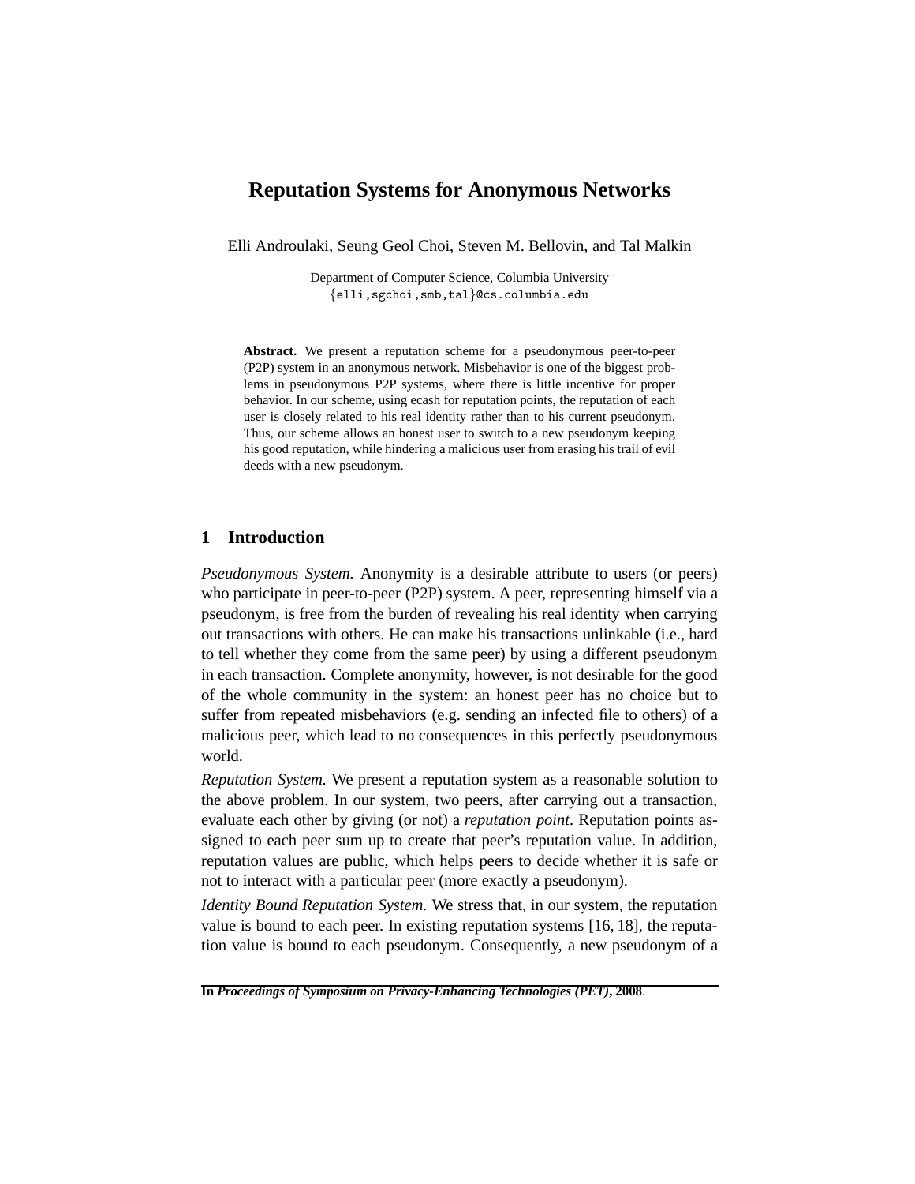# Reputation Systems for Anonymous Networks

Elli Androulaki, Seung Geol Choi, Steven M. Bellovin, and Tal Malkin

Department of Computer Science, Columbia University
{elli,sgchoi,smb,tal}@cs.columbia.edu

**Abstract.** We present a reputation scheme for a pseudonymous peer-to-peer (P2P) system in an anonymous network. Misbehavior is one of the biggest problems in pseudonymous P2P systems, where there is little incentive for proper behavior. In our scheme, using ecash for reputation points, the reputation of each user is closely related to his real identity rather than to his current pseudonym. Thus, our scheme allows an honest user to switch to a new pseudonym keeping his good reputation, while hindering a malicious user from erasing his trail of evil deeds with a new pseudonym.

## 1 Introduction

*Pseudonymous System.* Anonymity is a desirable attribute to users (or peers) who participate in peer-to-peer (P2P) system. A peer, representing himself via a pseudonym, is free from the burden of revealing his real identity when carrying out transactions with others. He can make his transactions unlinkable (i.e., hard to tell whether they come from the same peer) by using a different pseudonym in each transaction. Complete anonymity, however, is not desirable for the good of the whole community in the system: an honest peer has no choice but to suffer from repeated misbehaviors (e.g. sending an infected file to others) of a malicious peer, which lead to no consequences in this perfectly pseudonymous world.

*Reputation System.* We present a reputation system as a reasonable solution to the above problem. In our system, two peers, after carrying out a transaction, evaluate each other by giving (or not) a *reputation point*. Reputation points assigned to each peer sum up to create that peer's reputation value. In addition, reputation values are public, which helps peers to decide whether it is safe or not to interact with a particular peer (more exactly a pseudonym).

*Identity Bound Reputation System.* We stress that, in our system, the reputation value is bound to each peer. In existing reputation systems [16, 18], the reputation value is bound to each pseudonym. Consequently, a new pseudonym of a

In *Proceedings of Symposium on Privacy-Enhancing Technologies (PET)*, 2008.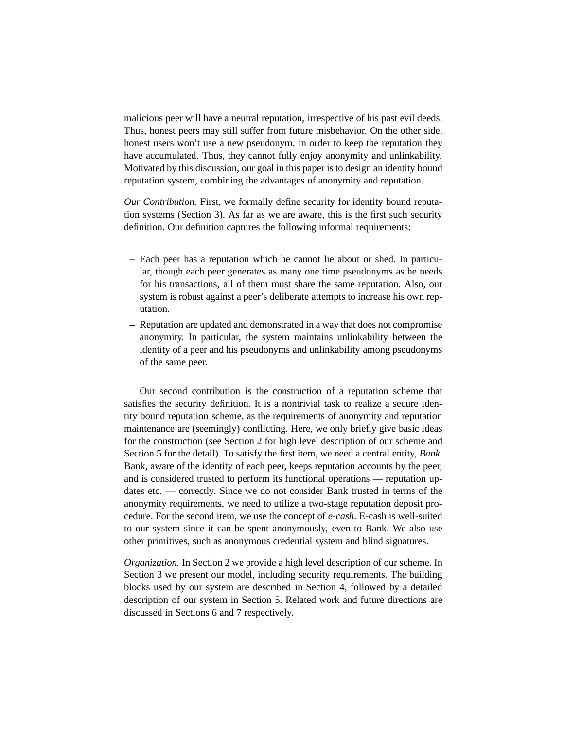malicious peer will have a neutral reputation, irrespective of his past evil deeds. Thus, honest peers may still suffer from future misbehavior. On the other side, honest users won't use a new pseudonym, in order to keep the reputation they have accumulated. Thus, they cannot fully enjoy anonymity and unlinkability. Motivated by this discussion, our goal in this paper is to design an identity bound reputation system, combining the advantages of anonymity and reputation.

*Our Contribution.* First, we formally define security for identity bound reputation systems (Section 3). As far as we are aware, this is the first such security definition. Our definition captures the following informal requirements:

- Each peer has a reputation which he cannot lie about or shed. In particular, though each peer generates as many one time pseudonyms as he needs for his transactions, all of them must share the same reputation. Also, our system is robust against a peer's deliberate attempts to increase his own reputation.
- Reputation are updated and demonstrated in a way that does not compromise anonymity. In particular, the system maintains unlinkability between the identity of a peer and his pseudonyms and unlinkability among pseudonyms of the same peer.

Our second contribution is the construction of a reputation scheme that satisfies the security definition. It is a nontrivial task to realize a secure identity bound reputation scheme, as the requirements of anonymity and reputation maintenance are (seemingly) conflicting. Here, we only briefly give basic ideas for the construction (see Section 2 for high level description of our scheme and Section 5 for the detail). To satisfy the first item, we need a central entity, *Bank*. Bank, aware of the identity of each peer, keeps reputation accounts by the peer, and is considered trusted to perform its functional operations — reputation updates etc. — correctly. Since we do not consider Bank trusted in terms of the anonymity requirements, we need to utilize a two-stage reputation deposit procedure. For the second item, we use the concept of *e-cash*. E-cash is well-suited to our system since it can be spent anonymously, even to Bank. We also use other primitives, such as anonymous credential system and blind signatures.

*Organization.* In Section 2 we provide a high level description of our scheme. In Section 3 we present our model, including security requirements. The building blocks used by our system are described in Section 4, followed by a detailed description of our system in Section 5. Related work and future directions are discussed in Sections 6 and 7 respectively.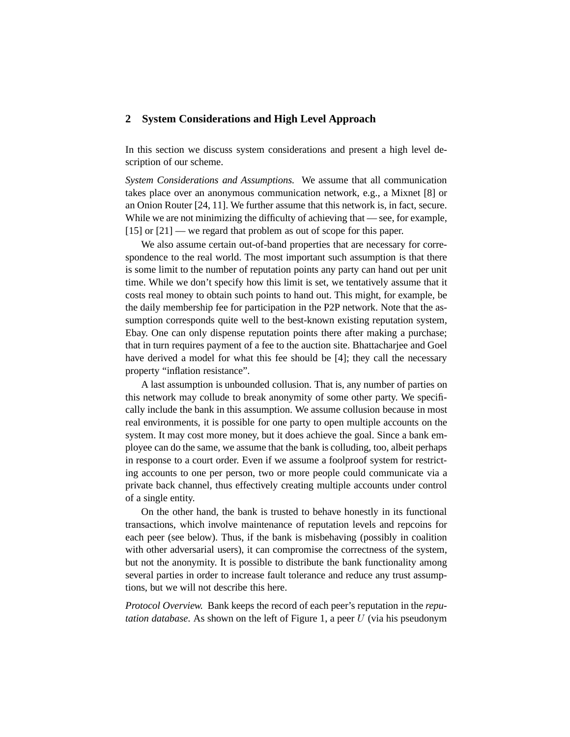## 2 System Considerations and High Level Approach

In this section we discuss system considerations and present a high level description of our scheme.

*System Considerations and Assumptions.* We assume that all communication takes place over an anonymous communication network, e.g., a Mixnet [8] or an Onion Router [24, 11]. We further assume that this network is, in fact, secure. While we are not minimizing the difficulty of achieving that — see, for example, [15] or [21] — we regard that problem as out of scope for this paper.

We also assume certain out-of-band properties that are necessary for correspondence to the real world. The most important such assumption is that there is some limit to the number of reputation points any party can hand out per unit time. While we don't specify how this limit is set, we tentatively assume that it costs real money to obtain such points to hand out. This might, for example, be the daily membership fee for participation in the P2P network. Note that the assumption corresponds quite well to the best-known existing reputation system, Ebay. One can only dispense reputation points there after making a purchase; that in turn requires payment of a fee to the auction site. Bhattacharjee and Goel have derived a model for what this fee should be [4]; they call the necessary property "inflation resistance".

A last assumption is unbounded collusion. That is, any number of parties on this network may collude to break anonymity of some other party. We specifically include the bank in this assumption. We assume collusion because in most real environments, it is possible for one party to open multiple accounts on the system. It may cost more money, but it does achieve the goal. Since a bank employee can do the same, we assume that the bank is colluding, too, albeit perhaps in response to a court order. Even if we assume a foolproof system for restricting accounts to one per person, two or more people could communicate via a private back channel, thus effectively creating multiple accounts under control of a single entity.

On the other hand, the bank is trusted to behave honestly in its functional transactions, which involve maintenance of reputation levels and repcoins for each peer (see below). Thus, if the bank is misbehaving (possibly in coalition with other adversarial users), it can compromise the correctness of the system, but not the anonymity. It is possible to distribute the bank functionality among several parties in order to increase fault tolerance and reduce any trust assumptions, but we will not describe this here.

*Protocol Overview.* Bank keeps the record of each peer's reputation in the *reputation database*. As shown on the left of Figure 1, a peer $U$ (via his pseudonym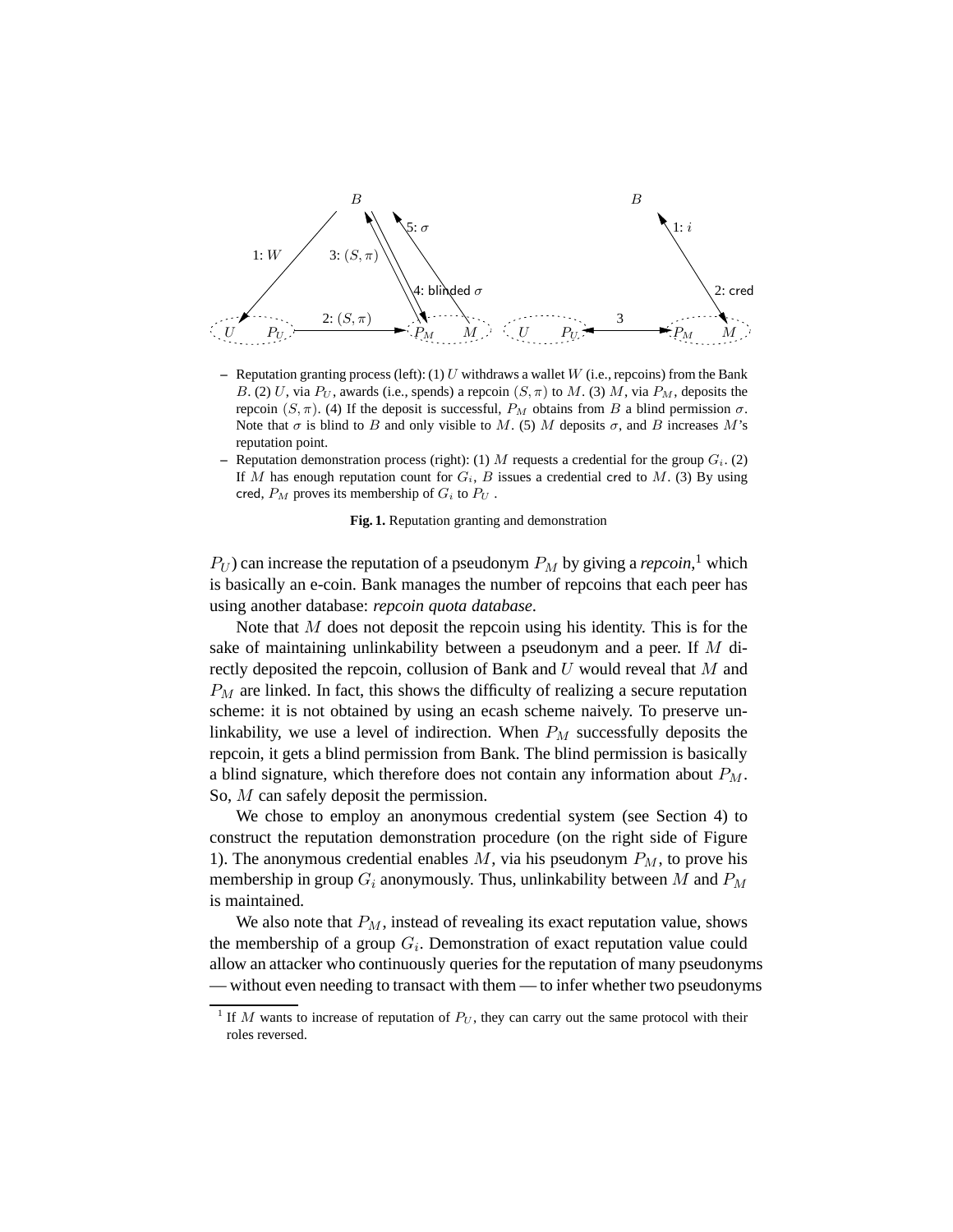- Reputation granting process (left): (1) $U$ withdraws a wallet $W$ (i.e., repcoins) from the Bank $B$. (2) $U$, via $P_U$, awards (i.e., spends) a repcoin $(S, \pi)$ to $M$. (3) $M$, via $P_M$, deposits the repcoin $(S, \pi)$. (4) If the deposit is successful, $P_M$ obtains from $B$ a blind permission $\sigma$. Note that $\sigma$ is blind to $B$ and only visible to $M$. (5) $M$ deposits $\sigma$, and $B$ increases $M$'s reputation point.
- Reputation demonstration process (right): (1) $M$ requests a credential for the group $G_i$. (2) If $M$ has enough reputation count for $G_i$, $B$ issues a credential cred to $M$. (3) By using cred, $P_M$ proves its membership of $G_i$ to $P_U$ .

**Fig. 1.** Reputation granting and demonstration

$P_U$) can increase the reputation of a pseudonym $P_M$ by giving a *repcoin*,[1] which is basically an e-coin. Bank manages the number of repcoins that each peer has using another database: *repcoin quota database*.

Note that $M$ does not deposit the repcoin using his identity. This is for the sake of maintaining unlinkability between a pseudonym and a peer. If $M$ directly deposited the repcoin, collusion of Bank and $U$ would reveal that $M$ and $P_M$ are linked. In fact, this shows the difficulty of realizing a secure reputation scheme: it is not obtained by using an ecash scheme naively. To preserve unlinkability, we use a level of indirection. When $P_M$ successfully deposits the repcoin, it gets a blind permission from Bank. The blind permission is basically a blind signature, which therefore does not contain any information about $P_M$. So, $M$ can safely deposit the permission.

We chose to employ an anonymous credential system (see Section 4) to construct the reputation demonstration procedure (on the right side of Figure 1). The anonymous credential enables $M$, via his pseudonym $P_M$, to prove his membership in group $G_i$ anonymously. Thus, unlinkability between $M$ and $P_M$ is maintained.

We also note that $P_M$, instead of revealing its exact reputation value, shows the membership of a group $G_i$. Demonstration of exact reputation value could allow an attacker who continuously queries for the reputation of many pseudonyms — without even needing to transact with them — to infer whether two pseudonyms

[1] If $M$ wants to increase of reputation of $P_U$, they can carry out the same protocol with their roles reversed.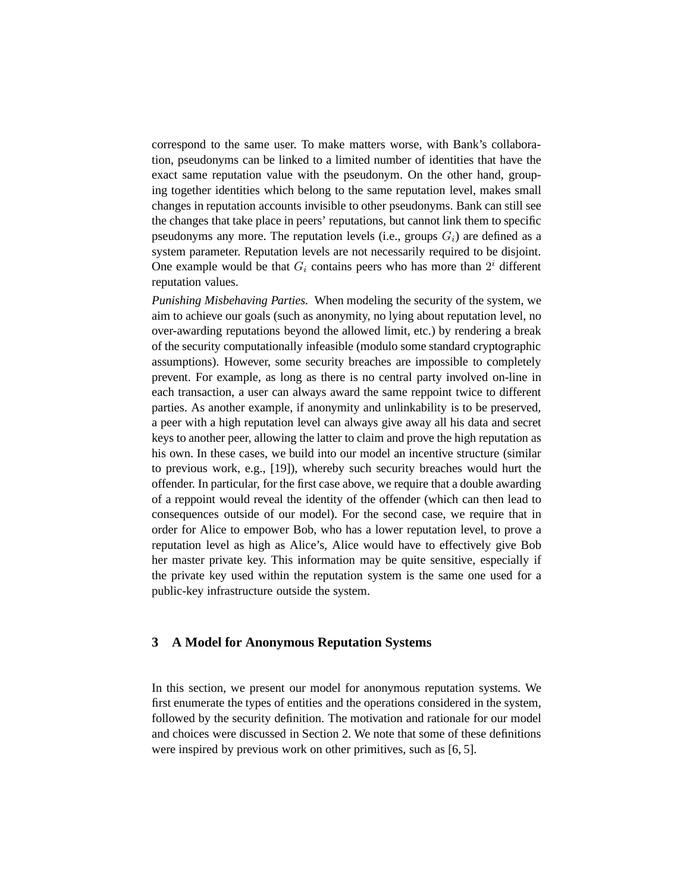correspond to the same user. To make matters worse, with Bank's collaboration, pseudonyms can be linked to a limited number of identities that have the exact same reputation value with the pseudonym. On the other hand, grouping together identities which belong to the same reputation level, makes small changes in reputation accounts invisible to other pseudonyms. Bank can still see the changes that take place in peers' reputations, but cannot link them to specific pseudonyms any more. The reputation levels (i.e., groups $G_i$) are defined as a system parameter. Reputation levels are not necessarily required to be disjoint. One example would be that $G_i$ contains peers who has more than $2^i$ different reputation values.

*Punishing Misbehaving Parties.* When modeling the security of the system, we aim to achieve our goals (such as anonymity, no lying about reputation level, no over-awarding reputations beyond the allowed limit, etc.) by rendering a break of the security computationally infeasible (modulo some standard cryptographic assumptions). However, some security breaches are impossible to completely prevent. For example, as long as there is no central party involved on-line in each transaction, a user can always award the same reppoint twice to different parties. As another example, if anonymity and unlinkability is to be preserved, a peer with a high reputation level can always give away all his data and secret keys to another peer, allowing the latter to claim and prove the high reputation as his own. In these cases, we build into our model an incentive structure (similar to previous work, e.g., [19]), whereby such security breaches would hurt the offender. In particular, for the first case above, we require that a double awarding of a reppoint would reveal the identity of the offender (which can then lead to consequences outside of our model). For the second case, we require that in order for Alice to empower Bob, who has a lower reputation level, to prove a reputation level as high as Alice's, Alice would have to effectively give Bob her master private key. This information may be quite sensitive, especially if the private key used within the reputation system is the same one used for a public-key infrastructure outside the system.

## 3 A Model for Anonymous Reputation Systems

In this section, we present our model for anonymous reputation systems. We first enumerate the types of entities and the operations considered in the system, followed by the security definition. The motivation and rationale for our model and choices were discussed in Section 2. We note that some of these definitions were inspired by previous work on other primitives, such as [6, 5].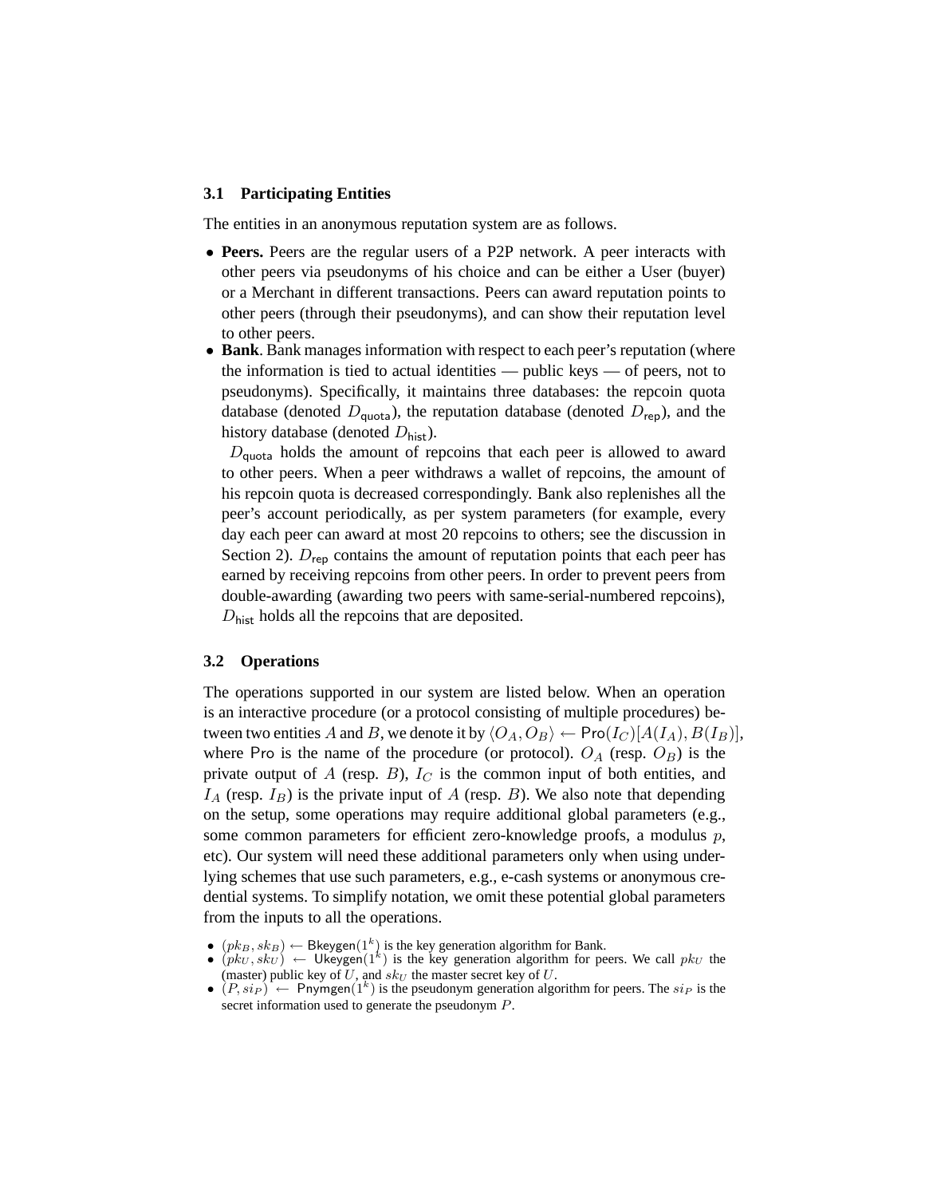### 3.1 Participating Entities

The entities in an anonymous reputation system are as follows.

- **Peers.** Peers are the regular users of a P2P network. A peer interacts with other peers via pseudonyms of his choice and can be either a User (buyer) or a Merchant in different transactions. Peers can award reputation points to other peers (through their pseudonyms), and can show their reputation level to other peers.
- **Bank**. Bank manages information with respect to each peer's reputation (where the information is tied to actual identities — public keys — of peers, not to pseudonyms). Specifically, it maintains three databases: the repcoin quota database (denoted $D_{\mathsf{quota}}$), the reputation database (denoted $D_{\mathsf{rep}}$), and the history database (denoted $D_{\mathsf{hist}}$).

  $D_{\mathsf{quota}}$ holds the amount of repcoins that each peer is allowed to award to other peers. When a peer withdraws a wallet of repcoins, the amount of his repcoin quota is decreased correspondingly. Bank also replenishes all the peer's account periodically, as per system parameters (for example, every day each peer can award at most 20 repcoins to others; see the discussion in Section 2). $D_{\mathsf{rep}}$ contains the amount of reputation points that each peer has earned by receiving repcoins from other peers. In order to prevent peers from double-awarding (awarding two peers with same-serial-numbered repcoins), $D_{\mathsf{hist}}$ holds all the repcoins that are deposited.

### 3.2 Operations

The operations supported in our system are listed below. When an operation is an interactive procedure (or a protocol consisting of multiple procedures) between two entities $A$ and $B$, we denote it by $\langle O_A, O_B \rangle \leftarrow \mathsf{Pro}(I_C)[A(I_A), B(I_B)]$, where $\mathsf{Pro}$ is the name of the procedure (or protocol). $O_A$ (resp. $O_B$) is the private output of $A$ (resp. $B$), $I_C$ is the common input of both entities, and $I_A$ (resp. $I_B$) is the private input of $A$ (resp. $B$). We also note that depending on the setup, some operations may require additional global parameters (e.g., some common parameters for efficient zero-knowledge proofs, a modulus $p$, etc). Our system will need these additional parameters only when using underlying schemes that use such parameters, e.g., e-cash systems or anonymous credential systems. To simplify notation, we omit these potential global parameters from the inputs to all the operations.

- $(pk_B, sk_B) \leftarrow \mathsf{Bkeygen}(1^k)$ is the key generation algorithm for Bank.
- $(pk_U, sk_U) \leftarrow \mathsf{Ukeygen}(1^k)$ is the key generation algorithm for peers. We call $pk_U$ the (master) public key of $U$, and $sk_U$ the master secret key of $U$.
- $(P, si_P) \leftarrow \mathsf{Pnymgen}(1^k)$ is the pseudonym generation algorithm for peers. The $si_P$ is the secret information used to generate the pseudonym $P$.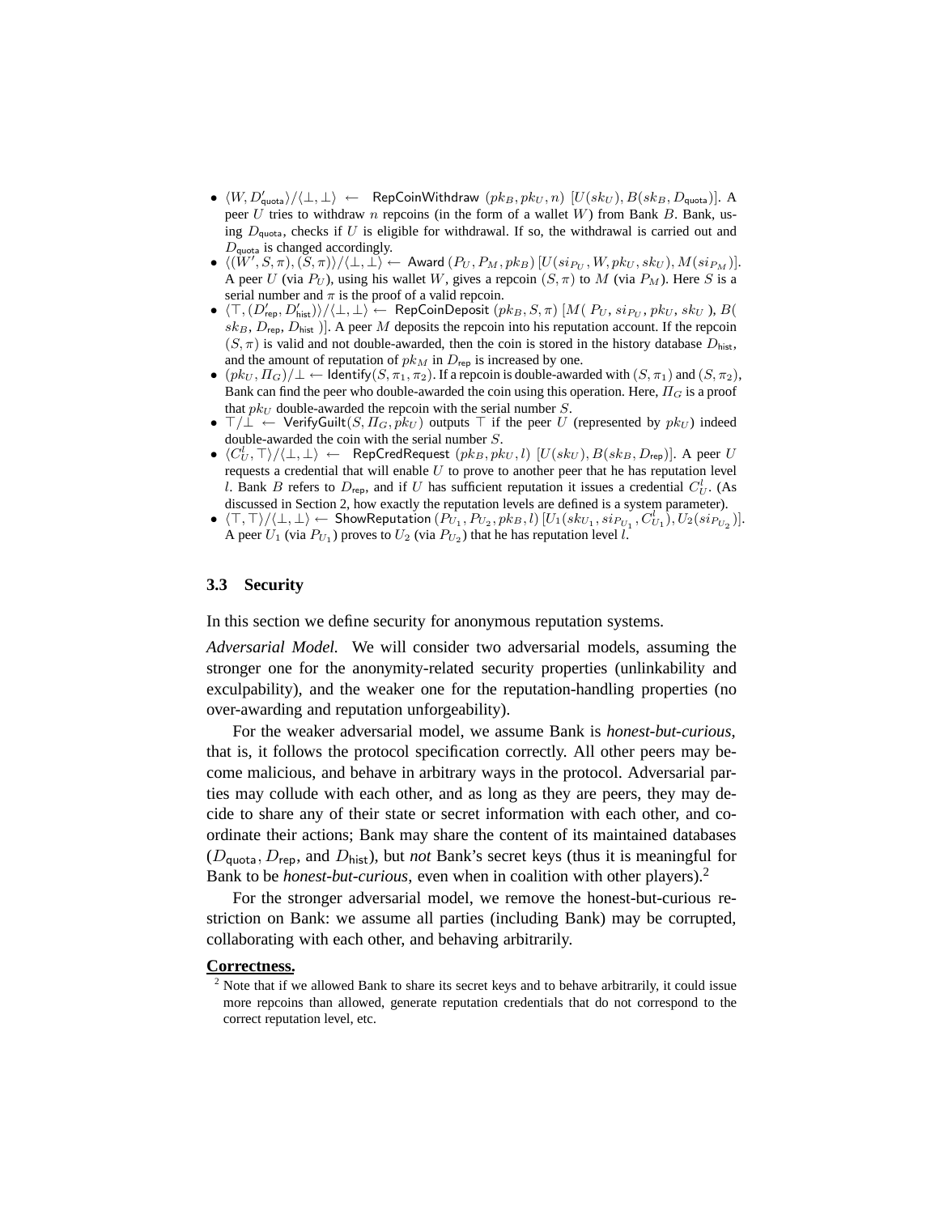- $\langle W, D'_{\mathsf{quota}}\rangle/\langle\bot,\bot\rangle \leftarrow$ RepCoinWithdraw $(pk_B, pk_U, n)$ $[U(sk_U), B(sk_B, D_{\mathsf{quota}})]$. A peer $U$ tries to withdraw $n$ repcoins (in the form of a wallet $W$) from Bank $B$. Bank, using $D_{\mathsf{quota}}$, checks if $U$ is eligible for withdrawal. If so, the withdrawal is carried out and $D_{\mathsf{quota}}$ is changed accordingly.
- $\langle(W', S, \pi), (S, \pi)\rangle/\langle\bot,\bot\rangle \leftarrow$ Award $(P_U, P_M, pk_B)$ $[U(si_{P_U}, W, pk_U, sk_U), M(si_{P_M})]$. A peer $U$ (via $P_U$), using his wallet $W$, gives a repcoin $(S, \pi)$ to $M$ (via $P_M$). Here $S$ is a serial number and $\pi$ is the proof of a valid repcoin.
- $\langle\top, (D'_{\mathsf{rep}}, D'_{\mathsf{hist}})\rangle/\langle\bot,\bot\rangle \leftarrow$ RepCoinDeposit $(pk_B, S, \pi)$ $[M(\ P_U, si_{P_U}, pk_U, sk_U\ ), B(\ sk_B, D_{\mathsf{rep}}, D_{\mathsf{hist}}\ )]$. A peer $M$ deposits the repcoin into his reputation account. If the repcoin $(S, \pi)$ is valid and not double-awarded, then the coin is stored in the history database $D_{\mathsf{hist}}$, and the amount of reputation of $pk_M$ in $D_{\mathsf{rep}}$ is increased by one.
- $(pk_U, \Pi_G)/\bot \leftarrow$ Identify$(S, \pi_1, \pi_2)$. If a repcoin is double-awarded with $(S, \pi_1)$ and $(S, \pi_2)$, Bank can find the peer who double-awarded the coin using this operation. Here, $\Pi_G$ is a proof that $pk_U$ double-awarded the repcoin with the serial number $S$.
- $\top/\bot \leftarrow$ VerifyGuilt$(S, \Pi_G, pk_U)$ outputs $\top$ if the peer $U$ (represented by $pk_U$) indeed double-awarded the coin with the serial number $S$.
- $\langle C_U^l, \top\rangle/\langle\bot,\bot\rangle \leftarrow$ RepCredRequest $(pk_B, pk_U, l)$ $[U(sk_U), B(sk_B, D_{\mathsf{rep}})]$. A peer $U$ requests a credential that will enable $U$ to prove to another peer that he has reputation level $l$. Bank $B$ refers to $D_{\mathsf{rep}}$, and if $U$ has sufficient reputation it issues a credential $C_U^l$. (As discussed in Section 2, how exactly the reputation levels are defined is a system parameter).
- $\langle\top,\top\rangle/\langle\bot,\bot\rangle \leftarrow$ ShowReputation $(P_{U_1}, P_{U_2}, pk_B, l)$ $[U_1(sk_{U_1}, si_{P_{U_1}}, C_{U_1}^l), U_2(si_{P_{U_2}})]$. A peer $U_1$ (via $P_{U_1}$) proves to $U_2$ (via $P_{U_2}$) that he has reputation level $l$.

### 3.3 Security

In this section we define security for anonymous reputation systems.

*Adversarial Model.* We will consider two adversarial models, assuming the stronger one for the anonymity-related security properties (unlinkability and exculpability), and the weaker one for the reputation-handling properties (no over-awarding and reputation unforgeability).

For the weaker adversarial model, we assume Bank is *honest-but-curious*, that is, it follows the protocol specification correctly. All other peers may become malicious, and behave in arbitrary ways in the protocol. Adversarial parties may collude with each other, and as long as they are peers, they may decide to share any of their state or secret information with each other, and coordinate their actions; Bank may share the content of its maintained databases ($D_{\mathsf{quota}}$, $D_{\mathsf{rep}}$, and $D_{\mathsf{hist}}$), but *not* Bank's secret keys (thus it is meaningful for Bank to be *honest-but-curious*, even when in coalition with other players).[2]

For the stronger adversarial model, we remove the honest-but-curious restriction on Bank: we assume all parties (including Bank) may be corrupted, collaborating with each other, and behaving arbitrarily.

**Correctness.**

[2] Note that if we allowed Bank to share its secret keys and to behave arbitrarily, it could issue more repcoins than allowed, generate reputation credentials that do not correspond to the correct reputation level, etc.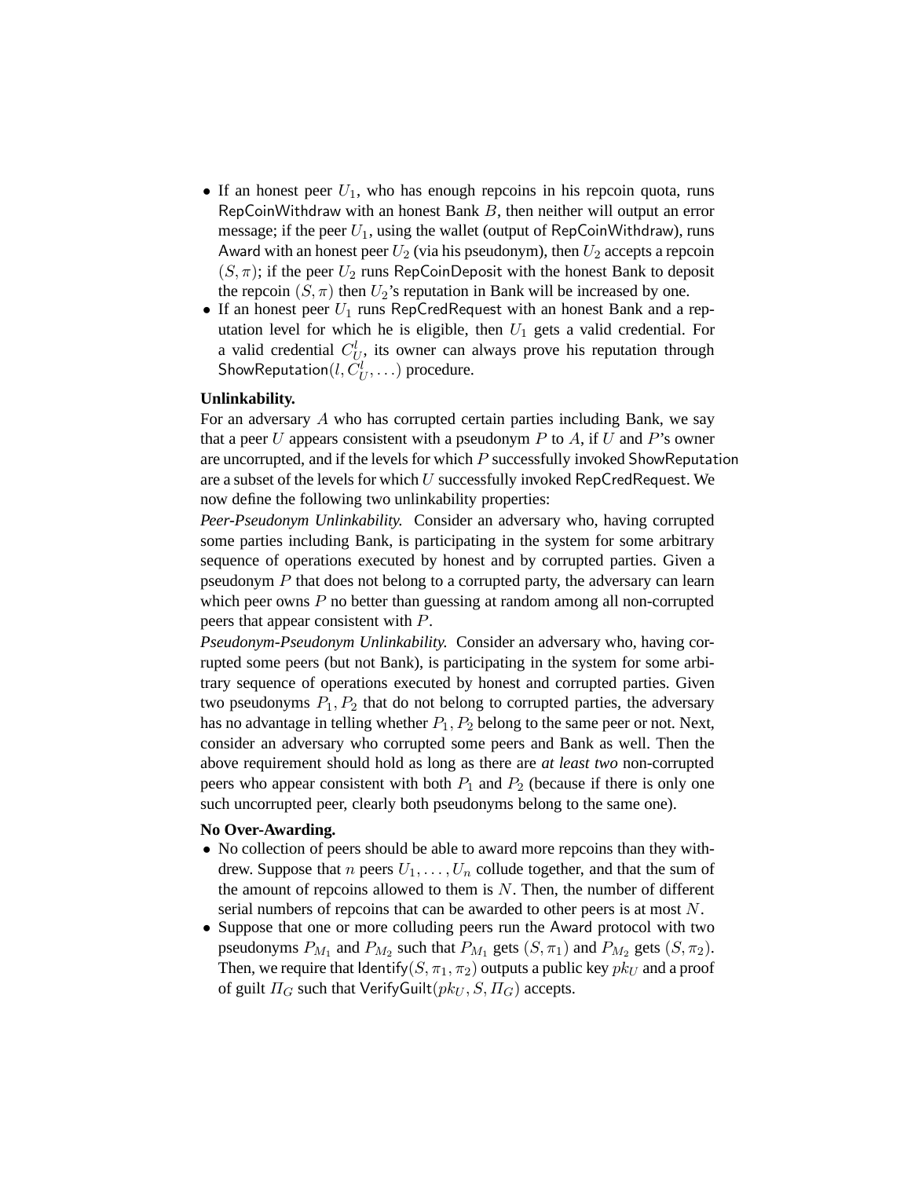- If an honest peer $U_1$, who has enough repcoins in his repcoin quota, runs RepCoinWithdraw with an honest Bank $B$, then neither will output an error message; if the peer $U_1$, using the wallet (output of RepCoinWithdraw), runs Award with an honest peer $U_2$ (via his pseudonym), then $U_2$ accepts a repcoin $(S, \pi)$; if the peer $U_2$ runs RepCoinDeposit with the honest Bank to deposit the repcoin $(S, \pi)$ then $U_2$'s reputation in Bank will be increased by one.
- If an honest peer $U_1$ runs RepCredRequest with an honest Bank and a reputation level for which he is eligible, then $U_1$ gets a valid credential. For a valid credential $C_U^l$, its owner can always prove his reputation through ShowReputation$(l, C_U^l, \ldots)$ procedure.

**Unlinkability.**

For an adversary $A$ who has corrupted certain parties including Bank, we say that a peer $U$ appears consistent with a pseudonym $P$ to $A$, if $U$ and $P$'s owner are uncorrupted, and if the levels for which $P$ successfully invoked ShowReputation are a subset of the levels for which $U$ successfully invoked RepCredRequest. We now define the following two unlinkability properties:

*Peer-Pseudonym Unlinkability.* Consider an adversary who, having corrupted some parties including Bank, is participating in the system for some arbitrary sequence of operations executed by honest and by corrupted parties. Given a pseudonym $P$ that does not belong to a corrupted party, the adversary can learn which peer owns $P$ no better than guessing at random among all non-corrupted peers that appear consistent with $P$.

*Pseudonym-Pseudonym Unlinkability.* Consider an adversary who, having corrupted some peers (but not Bank), is participating in the system for some arbitrary sequence of operations executed by honest and corrupted parties. Given two pseudonyms $P_1, P_2$ that do not belong to corrupted parties, the adversary has no advantage in telling whether $P_1, P_2$ belong to the same peer or not. Next, consider an adversary who corrupted some peers and Bank as well. Then the above requirement should hold as long as there are *at least two* non-corrupted peers who appear consistent with both $P_1$ and $P_2$ (because if there is only one such uncorrupted peer, clearly both pseudonyms belong to the same one).

**No Over-Awarding.**

- No collection of peers should be able to award more repcoins than they withdrew. Suppose that $n$ peers $U_1, \ldots, U_n$ collude together, and that the sum of the amount of repcoins allowed to them is $N$. Then, the number of different serial numbers of repcoins that can be awarded to other peers is at most $N$.
- Suppose that one or more colluding peers run the Award protocol with two pseudonyms $P_{M_1}$ and $P_{M_2}$ such that $P_{M_1}$ gets $(S, \pi_1)$ and $P_{M_2}$ gets $(S, \pi_2)$. Then, we require that Identify$(S, \pi_1, \pi_2)$ outputs a public key $pk_U$ and a proof of guilt $\Pi_G$ such that VerifyGuilt$(pk_U, S, \Pi_G)$ accepts.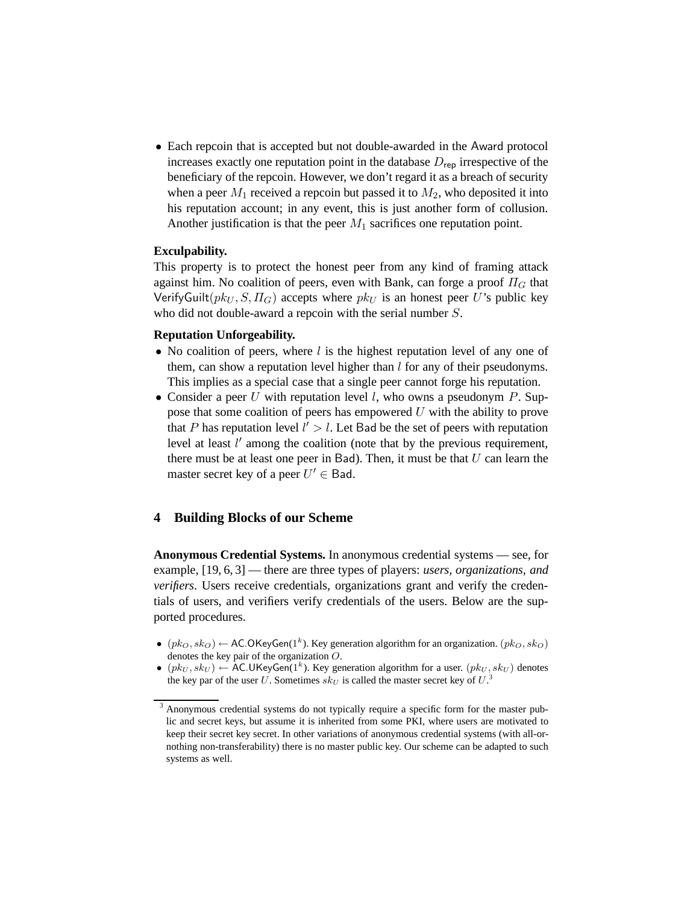- Each repcoin that is accepted but not double-awarded in the Award protocol increases exactly one reputation point in the database $D_{\mathsf{rep}}$ irrespective of the beneficiary of the repcoin. However, we don't regard it as a breach of security when a peer $M_1$ received a repcoin but passed it to $M_2$, who deposited it into his reputation account; in any event, this is just another form of collusion. Another justification is that the peer $M_1$ sacrifices one reputation point.

**Exculpability.**
This property is to protect the honest peer from any kind of framing attack against him. No coalition of peers, even with Bank, can forge a proof $\Pi_G$ that $\mathsf{VerifyGuilt}(pk_U, S, \Pi_G)$ accepts where $pk_U$ is an honest peer $U$'s public key who did not double-award a repcoin with the serial number $S$.

**Reputation Unforgeability.**

- No coalition of peers, where $l$ is the highest reputation level of any one of them, can show a reputation level higher than $l$ for any of their pseudonyms. This implies as a special case that a single peer cannot forge his reputation.
- Consider a peer $U$ with reputation level $l$, who owns a pseudonym $P$. Suppose that some coalition of peers has empowered $U$ with the ability to prove that $P$ has reputation level $l' > l$. Let $\mathsf{Bad}$ be the set of peers with reputation level at least $l'$ among the coalition (note that by the previous requirement, there must be at least one peer in $\mathsf{Bad}$). Then, it must be that $U$ can learn the master secret key of a peer $U' \in \mathsf{Bad}$.

## 4 Building Blocks of our Scheme

**Anonymous Credential Systems.** In anonymous credential systems — see, for example, [19, 6, 3] — there are three types of players: *users, organizations, and verifiers*. Users receive credentials, organizations grant and verify the credentials of users, and verifiers verify credentials of the users. Below are the supported procedures.

- $(pk_O, sk_O) \leftarrow \mathsf{AC.OKeyGen}(1^k)$. Key generation algorithm for an organization. $(pk_O, sk_O)$ denotes the key pair of the organization $O$.
- $(pk_U, sk_U) \leftarrow \mathsf{AC.UKeyGen}(1^k)$. Key generation algorithm for a user. $(pk_U, sk_U)$ denotes the key par of the user $U$. Sometimes $sk_U$ is called the master secret key of $U$.[3]

[3] Anonymous credential systems do not typically require a specific form for the master public and secret keys, but assume it is inherited from some PKI, where users are motivated to keep their secret key secret. In other variations of anonymous credential systems (with all-or-nothing non-transferability) there is no master public key. Our scheme can be adapted to such systems as well.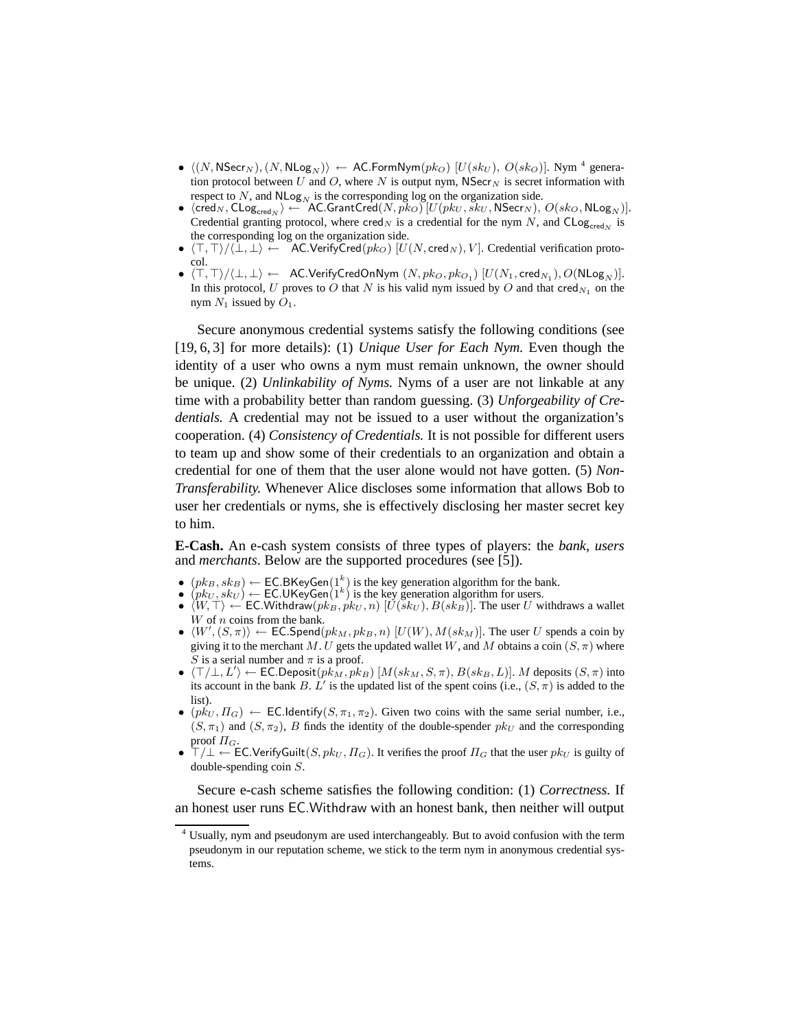- $\langle (N, \mathsf{NSecr}_N), (N, \mathsf{NLog}_N) \rangle \leftarrow \mathsf{AC.FormNym}(pk_O)\ [U(sk_U),\ O(sk_O)]$. Nym [4] generation protocol between $U$ and $O$, where $N$ is output nym, $\mathsf{NSecr}_N$ is secret information with respect to $N$, and $\mathsf{NLog}_N$ is the corresponding log on the organization side.
- $\langle \mathsf{cred}_N, \mathsf{CLog}_{\mathsf{cred}_N} \rangle \leftarrow \mathsf{AC.GrantCred}(N, pk_O)\ [U(pk_U, sk_U, \mathsf{NSecr}_N),\ O(sk_O, \mathsf{NLog}_N)]$. Credential granting protocol, where $\mathsf{cred}_N$ is a credential for the nym $N$, and $\mathsf{CLog}_{\mathsf{cred}_N}$ is the corresponding log on the organization side.
- $\langle \top, \top \rangle / \langle \bot, \bot \rangle \leftarrow \mathsf{AC.VerifyCred}(pk_O)\ [U(N, \mathsf{cred}_N), V]$. Credential verification protocol.
- $\langle \top, \top \rangle / \langle \bot, \bot \rangle \leftarrow \mathsf{AC.VerifyCredOnNym}\ (N, pk_O, pk_{O_1})\ [U(N_1, \mathsf{cred}_{N_1}), O(\mathsf{NLog}_N)]$. In this protocol, $U$ proves to $O$ that $N$ is his valid nym issued by $O$ and that $\mathsf{cred}_{N_1}$ on the nym $N_1$ issued by $O_1$.

Secure anonymous credential systems satisfy the following conditions (see [19, 6, 3] for more details): (1) *Unique User for Each Nym.* Even though the identity of a user who owns a nym must remain unknown, the owner should be unique. (2) *Unlinkability of Nyms.* Nyms of a user are not linkable at any time with a probability better than random guessing. (3) *Unforgeability of Credentials.* A credential may not be issued to a user without the organization's cooperation. (4) *Consistency of Credentials.* It is not possible for different users to team up and show some of their credentials to an organization and obtain a credential for one of them that the user alone would not have gotten. (5) *Non-Transferability.* Whenever Alice discloses some information that allows Bob to user her credentials or nyms, she is effectively disclosing her master secret key to him.

**E-Cash.** An e-cash system consists of three types of players: the *bank*, *users* and *merchants*. Below are the supported procedures (see [5]).

- $(pk_B, sk_B) \leftarrow \mathsf{EC.BKeyGen}(1^k)$ is the key generation algorithm for the bank.
- $(pk_U, sk_U) \leftarrow \mathsf{EC.UKeyGen}(1^k)$ is the key generation algorithm for users.
- $\langle W, \top \rangle \leftarrow \mathsf{EC.Withdraw}(pk_B, pk_U, n)\ [U(sk_U), B(sk_B)]$. The user $U$ withdraws a wallet $W$ of $n$ coins from the bank.
- $\langle W', (S, \pi) \rangle \leftarrow \mathsf{EC.Spend}(pk_M, pk_B, n)\ [U(W), M(sk_M)]$. The user $U$ spends a coin by giving it to the merchant $M$. $U$ gets the updated wallet $W$, and $M$ obtains a coin $(S, \pi)$ where $S$ is a serial number and $\pi$ is a proof.
- $\langle \top / \bot, L' \rangle \leftarrow \mathsf{EC.Deposit}(pk_M, pk_B)\ [M(sk_M, S, \pi), B(sk_B, L)]$. $M$ deposits $(S, \pi)$ into its account in the bank $B$. $L'$ is the updated list of the spent coins (i.e., $(S, \pi)$ is added to the list).
- $(pk_U, \Pi_G) \leftarrow \mathsf{EC.Identify}(S, \pi_1, \pi_2)$. Given two coins with the same serial number, i.e., $(S, \pi_1)$ and $(S, \pi_2)$, $B$ finds the identity of the double-spender $pk_U$ and the corresponding proof $\Pi_G$.
- $\top / \bot \leftarrow \mathsf{EC.VerifyGuilt}(S, pk_U, \Pi_G)$. It verifies the proof $\Pi_G$ that the user $pk_U$ is guilty of double-spending coin $S$.

Secure e-cash scheme satisfies the following condition: (1) *Correctness.* If an honest user runs $\mathsf{EC.Withdraw}$ with an honest bank, then neither will output

[4] Usually, nym and pseudonym are used interchangeably. But to avoid confusion with the term pseudonym in our reputation scheme, we stick to the term nym in anonymous credential systems.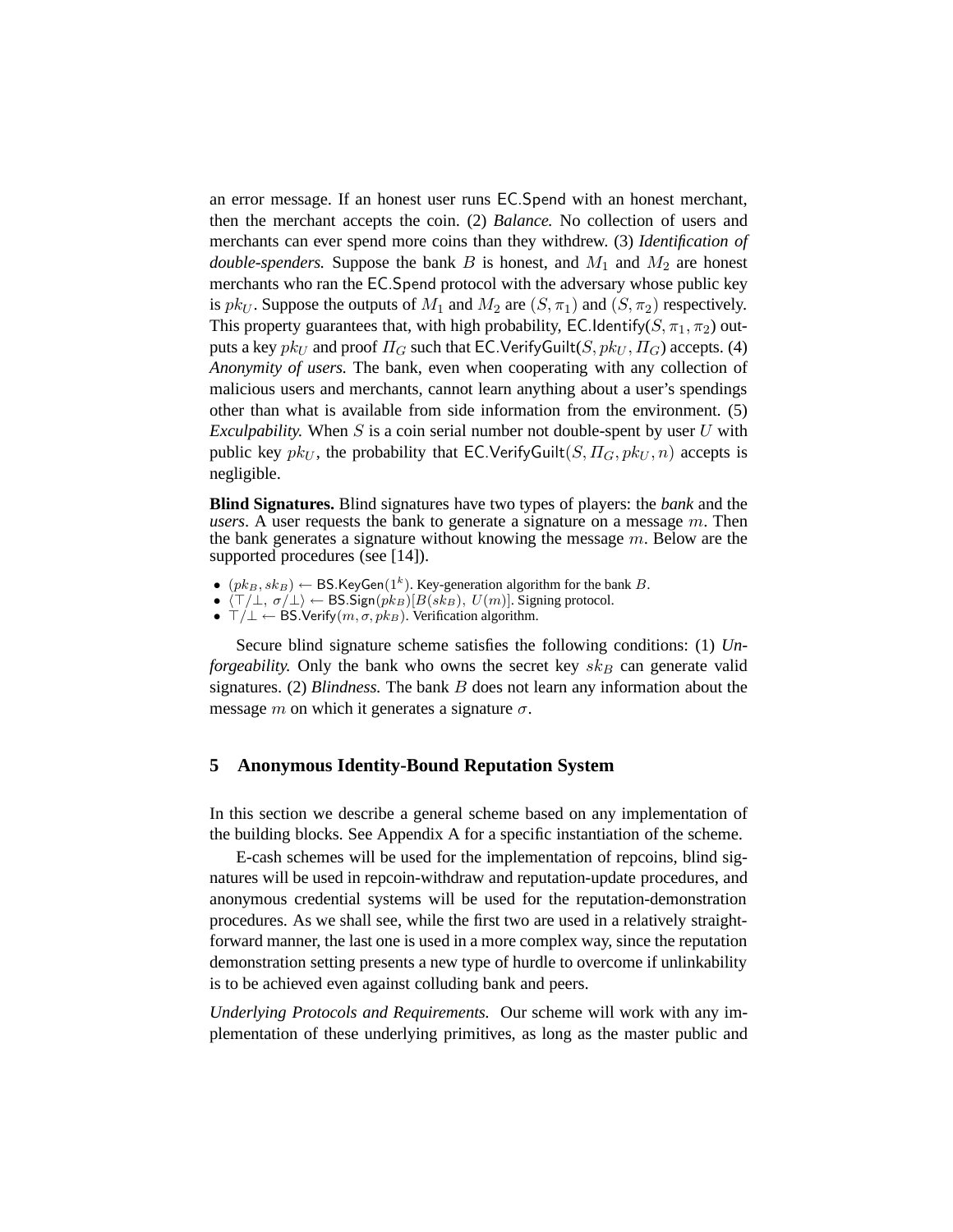an error message. If an honest user runs EC.Spend with an honest merchant, then the merchant accepts the coin. (2) *Balance.* No collection of users and merchants can ever spend more coins than they withdrew. (3) *Identification of double-spenders.* Suppose the bank $B$ is honest, and $M_1$ and $M_2$ are honest merchants who ran the EC.Spend protocol with the adversary whose public key is $pk_U$. Suppose the outputs of $M_1$ and $M_2$ are $(S, \pi_1)$ and $(S, \pi_2)$ respectively. This property guarantees that, with high probability, EC.Identify$(S, \pi_1, \pi_2)$ outputs a key $pk_U$ and proof $\Pi_G$ such that EC.VerifyGuilt$(S, pk_U, \Pi_G)$ accepts. (4) *Anonymity of users.* The bank, even when cooperating with any collection of malicious users and merchants, cannot learn anything about a user's spendings other than what is available from side information from the environment. (5) *Exculpability.* When $S$ is a coin serial number not double-spent by user $U$ with public key $pk_U$, the probability that EC.VerifyGuilt$(S, \Pi_G, pk_U, n)$ accepts is negligible.

**Blind Signatures.** Blind signatures have two types of players: the ***bank*** and the ***users***. A user requests the bank to generate a signature on a message $m$. Then the bank generates a signature without knowing the message $m$. Below are the supported procedures (see [14]).

- $(pk_B, sk_B) \leftarrow$ BS.KeyGen$(1^k)$. Key-generation algorithm for the bank $B$.
- $\langle \top/\bot,\ \sigma/\bot \rangle \leftarrow$ BS.Sign$(pk_B)[B(sk_B),\ U(m)]$. Signing protocol.
- $\top/\bot \leftarrow$ BS.Verify$(m, \sigma, pk_B)$. Verification algorithm.

Secure blind signature scheme satisfies the following conditions: (1) *Unforgeability.* Only the bank who owns the secret key $sk_B$ can generate valid signatures. (2) *Blindness.* The bank $B$ does not learn any information about the message $m$ on which it generates a signature $\sigma$.

## 5 Anonymous Identity-Bound Reputation System

In this section we describe a general scheme based on any implementation of the building blocks. See Appendix A for a specific instantiation of the scheme.

E-cash schemes will be used for the implementation of repcoins, blind signatures will be used in repcoin-withdraw and reputation-update procedures, and anonymous credential systems will be used for the reputation-demonstration procedures. As we shall see, while the first two are used in a relatively straightforward manner, the last one is used in a more complex way, since the reputation demonstration setting presents a new type of hurdle to overcome if unlinkability is to be achieved even against colluding bank and peers.

*Underlying Protocols and Requirements.* Our scheme will work with any implementation of these underlying primitives, as long as the master public and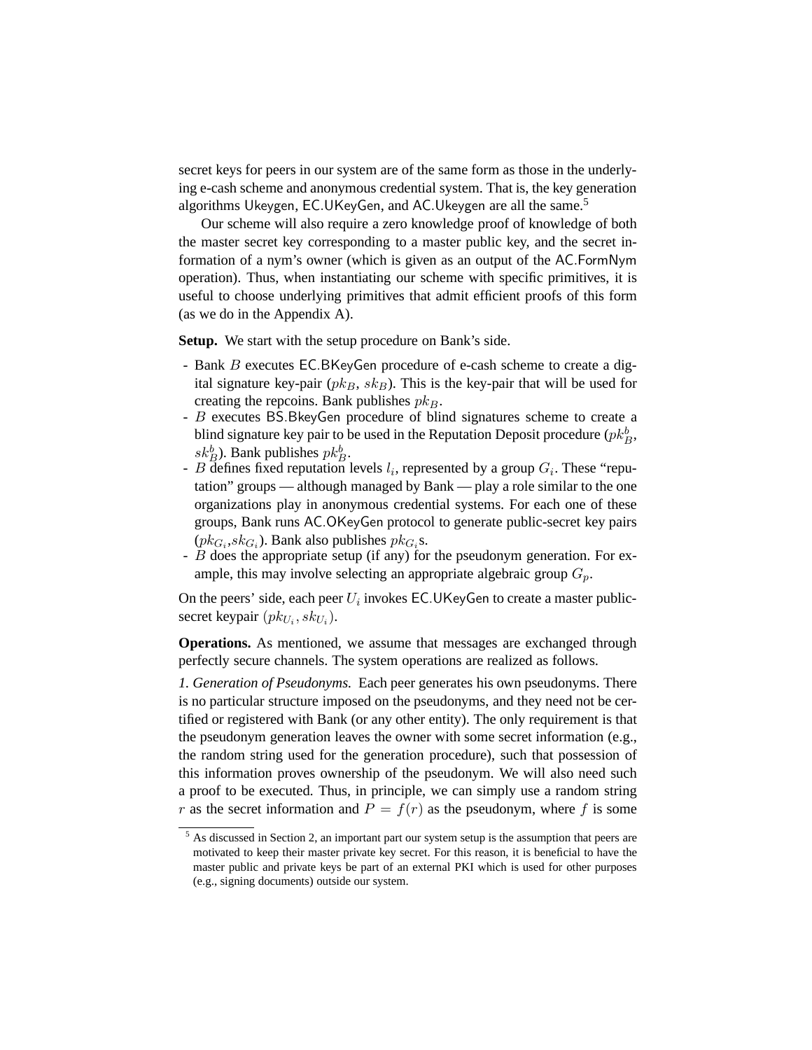secret keys for peers in our system are of the same form as those in the underlying e-cash scheme and anonymous credential system. That is, the key generation algorithms Ukeygen, EC.UKeyGen, and AC.Ukeygen are all the same.[5]

Our scheme will also require a zero knowledge proof of knowledge of both the master secret key corresponding to a master public key, and the secret information of a nym's owner (which is given as an output of the AC.FormNym operation). Thus, when instantiating our scheme with specific primitives, it is useful to choose underlying primitives that admit efficient proofs of this form (as we do in the Appendix A).

**Setup.** We start with the setup procedure on Bank's side.

- Bank $B$ executes EC.BKeyGen procedure of e-cash scheme to create a digital signature key-pair ($pk_B$, $sk_B$). This is the key-pair that will be used for creating the repcoins. Bank publishes $pk_B$.
- $B$ executes BS.BkeyGen procedure of blind signatures scheme to create a blind signature key pair to be used in the Reputation Deposit procedure ($pk^b_B$, $sk^b_B$). Bank publishes $pk^b_B$.
- $B$ defines fixed reputation levels $l_i$, represented by a group $G_i$. These "reputation" groups — although managed by Bank — play a role similar to the one organizations play in anonymous credential systems. For each one of these groups, Bank runs AC.OKeyGen protocol to generate public-secret key pairs ($pk_{G_i}$,$sk_{G_i}$). Bank also publishes $pk_{G_i}$s.
- $B$ does the appropriate setup (if any) for the pseudonym generation. For example, this may involve selecting an appropriate algebraic group $G_p$.

On the peers' side, each peer $U_i$ invokes EC.UKeyGen to create a master public-secret keypair $(pk_{U_i}, sk_{U_i})$.

**Operations.** As mentioned, we assume that messages are exchanged through perfectly secure channels. The system operations are realized as follows.

*1. Generation of Pseudonyms.* Each peer generates his own pseudonyms. There is no particular structure imposed on the pseudonyms, and they need not be certified or registered with Bank (or any other entity). The only requirement is that the pseudonym generation leaves the owner with some secret information (e.g., the random string used for the generation procedure), such that possession of this information proves ownership of the pseudonym. We will also need such a proof to be executed. Thus, in principle, we can simply use a random string $r$ as the secret information and $P = f(r)$ as the pseudonym, where $f$ is some

[5] As discussed in Section 2, an important part our system setup is the assumption that peers are motivated to keep their master private key secret. For this reason, it is beneficial to have the master public and private keys be part of an external PKI which is used for other purposes (e.g., signing documents) outside our system.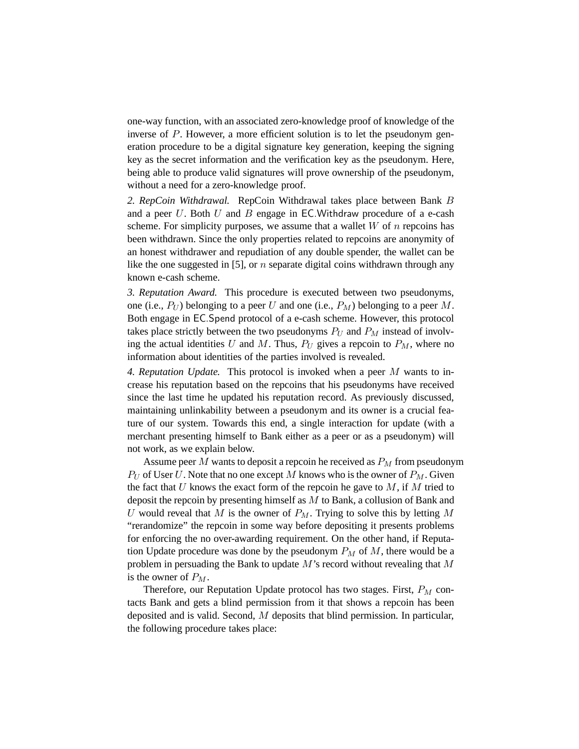one-way function, with an associated zero-knowledge proof of knowledge of the inverse of $P$. However, a more efficient solution is to let the pseudonym generation procedure to be a digital signature key generation, keeping the signing key as the secret information and the verification key as the pseudonym. Here, being able to produce valid signatures will prove ownership of the pseudonym, without a need for a zero-knowledge proof.

*2. RepCoin Withdrawal.* RepCoin Withdrawal takes place between Bank $B$ and a peer $U$. Both $U$ and $B$ engage in $\mathsf{EC.Withdraw}$ procedure of a e-cash scheme. For simplicity purposes, we assume that a wallet $W$ of $n$ repcoins has been withdrawn. Since the only properties related to repcoins are anonymity of an honest withdrawer and repudiation of any double spender, the wallet can be like the one suggested in [5], or $n$ separate digital coins withdrawn through any known e-cash scheme.

*3. Reputation Award.* This procedure is executed between two pseudonyms, one (i.e., $P_U$) belonging to a peer $U$ and one (i.e., $P_M$) belonging to a peer $M$. Both engage in $\mathsf{EC.Spend}$ protocol of a e-cash scheme. However, this protocol takes place strictly between the two pseudonyms $P_U$ and $P_M$ instead of involving the actual identities $U$ and $M$. Thus, $P_U$ gives a repcoin to $P_M$, where no information about identities of the parties involved is revealed.

*4. Reputation Update.* This protocol is invoked when a peer $M$ wants to increase his reputation based on the repcoins that his pseudonyms have received since the last time he updated his reputation record. As previously discussed, maintaining unlinkability between a pseudonym and its owner is a crucial feature of our system. Towards this end, a single interaction for update (with a merchant presenting himself to Bank either as a peer or as a pseudonym) will not work, as we explain below.

Assume peer $M$ wants to deposit a repcoin he received as $P_M$ from pseudonym $P_U$ of User $U$. Note that no one except $M$ knows who is the owner of $P_M$. Given the fact that $U$ knows the exact form of the repcoin he gave to $M$, if $M$ tried to deposit the repcoin by presenting himself as $M$ to Bank, a collusion of Bank and $U$ would reveal that $M$ is the owner of $P_M$. Trying to solve this by letting $M$ "rerandomize" the repcoin in some way before depositing it presents problems for enforcing the no over-awarding requirement. On the other hand, if Reputation Update procedure was done by the pseudonym $P_M$ of $M$, there would be a problem in persuading the Bank to update $M$'s record without revealing that $M$ is the owner of $P_M$.

Therefore, our Reputation Update protocol has two stages. First, $P_M$ contacts Bank and gets a blind permission from it that shows a repcoin has been deposited and is valid. Second, $M$ deposits that blind permission. In particular, the following procedure takes place: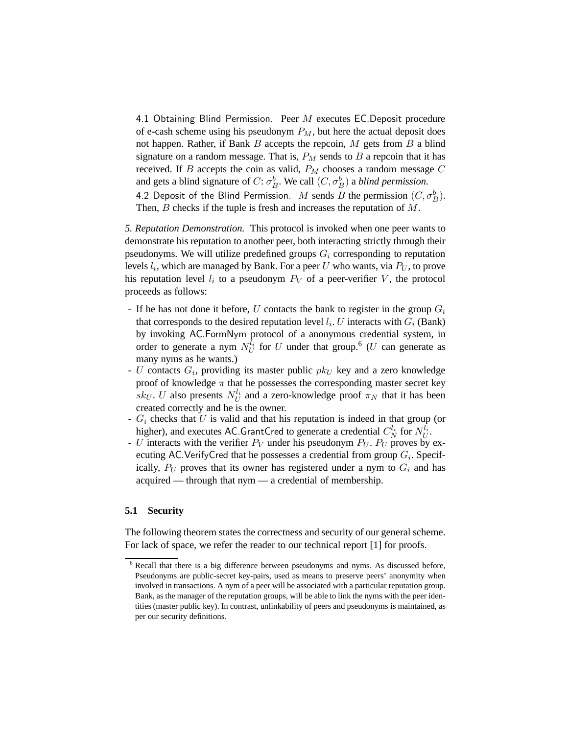4.1 Obtaining Blind Permission. Peer $M$ executes EC.Deposit procedure of e-cash scheme using his pseudonym $P_M$, but here the actual deposit does not happen. Rather, if Bank $B$ accepts the repcoin, $M$ gets from $B$ a blind signature on a random message. That is, $P_M$ sends to $B$ a repcoin that it has received. If $B$ accepts the coin as valid, $P_M$ chooses a random message $C$ and gets a blind signature of $C$: $\sigma_B^b$. We call $(C, \sigma_B^b)$ a *blind permission.*

4.2 Deposit of the Blind Permission. $M$ sends $B$ the permission $(C, \sigma_B^b)$. Then, $B$ checks if the tuple is fresh and increases the reputation of $M$.

*5. Reputation Demonstration.* This protocol is invoked when one peer wants to demonstrate his reputation to another peer, both interacting strictly through their pseudonyms. We will utilize predefined groups $G_i$ corresponding to reputation levels $l_i$, which are managed by Bank. For a peer $U$ who wants, via $P_U$, to prove his reputation level $l_i$ to a pseudonym $P_V$ of a peer-verifier $V$, the protocol proceeds as follows:

- If he has not done it before, $U$ contacts the bank to register in the group $G_i$ that corresponds to the desired reputation level $l_i$. $U$ interacts with $G_i$ (Bank) by invoking AC.FormNym protocol of a anonymous credential system, in order to generate a nym $N_U^{l_i}$ for $U$ under that group.[6] ($U$ can generate as many nyms as he wants.)
- $U$ contacts $G_i$, providing its master public $pk_U$ key and a zero knowledge proof of knowledge $\pi$ that he possesses the corresponding master secret key $sk_U$. $U$ also presents $N_U^{l_i}$ and a zero-knowledge proof $\pi_N$ that it has been created correctly and he is the owner.
- $G_i$ checks that $U$ is valid and that his reputation is indeed in that group (or higher), and executes AC.GrantCred to generate a credential $C_N^{l_i}$ for $N_U^{l_i}$.
- $U$ interacts with the verifier $P_V$ under his pseudonym $P_U$. $P_U$ proves by executing AC.VerifyCred that he possesses a credential from group $G_i$. Specifically, $P_U$ proves that its owner has registered under a nym to $G_i$ and has acquired — through that nym — a credential of membership.

### 5.1 Security

The following theorem states the correctness and security of our general scheme. For lack of space, we refer the reader to our technical report [1] for proofs.

[6] Recall that there is a big difference between pseudonyms and nyms. As discussed before, Pseudonyms are public-secret key-pairs, used as means to preserve peers' anonymity when involved in transactions. A nym of a peer will be associated with a particular reputation group. Bank, as the manager of the reputation groups, will be able to link the nyms with the peer identities (master public key). In contrast, unlinkability of peers and pseudonyms is maintained, as per our security definitions.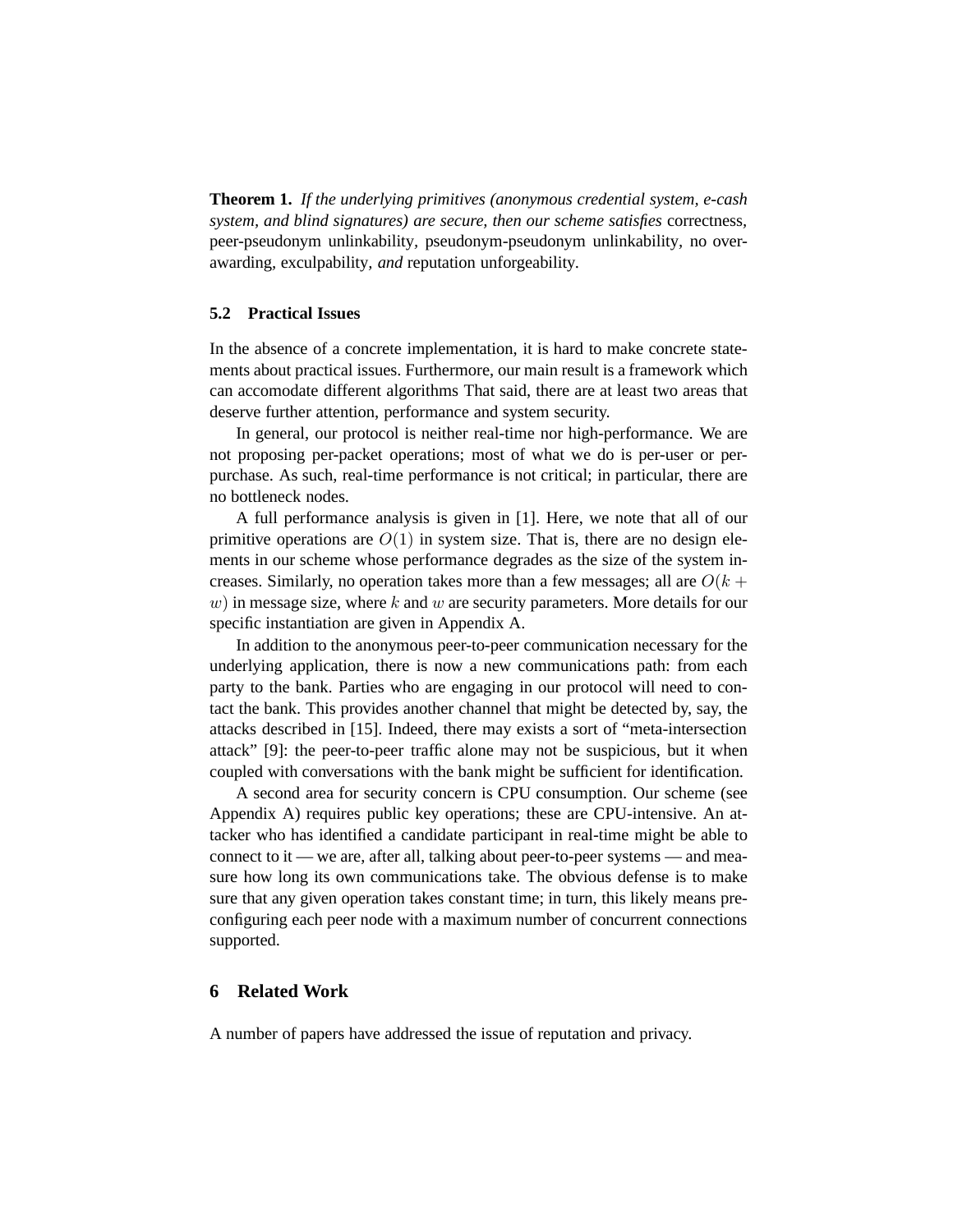**Theorem 1.** *If the underlying primitives (anonymous credential system, e-cash system, and blind signatures) are secure, then our scheme satisfies* correctness, peer-pseudonym unlinkability, pseudonym-pseudonym unlinkability, no over-awarding, exculpability, *and* reputation unforgeability.

### 5.2 Practical Issues

In the absence of a concrete implementation, it is hard to make concrete statements about practical issues. Furthermore, our main result is a framework which can accomodate different algorithms That said, there are at least two areas that deserve further attention, performance and system security.

In general, our protocol is neither real-time nor high-performance. We are not proposing per-packet operations; most of what we do is per-user or per-purchase. As such, real-time performance is not critical; in particular, there are no bottleneck nodes.

A full performance analysis is given in [1]. Here, we note that all of our primitive operations are $O(1)$ in system size. That is, there are no design elements in our scheme whose performance degrades as the size of the system increases. Similarly, no operation takes more than a few messages; all are $O(k + w)$ in message size, where $k$ and $w$ are security parameters. More details for our specific instantiation are given in Appendix A.

In addition to the anonymous peer-to-peer communication necessary for the underlying application, there is now a new communications path: from each party to the bank. Parties who are engaging in our protocol will need to contact the bank. This provides another channel that might be detected by, say, the attacks described in [15]. Indeed, there may exists a sort of "meta-intersection attack" [9]: the peer-to-peer traffic alone may not be suspicious, but it when coupled with conversations with the bank might be sufficient for identification.

A second area for security concern is CPU consumption. Our scheme (see Appendix A) requires public key operations; these are CPU-intensive. An attacker who has identified a candidate participant in real-time might be able to connect to it — we are, after all, talking about peer-to-peer systems — and measure how long its own communications take. The obvious defense is to make sure that any given operation takes constant time; in turn, this likely means preconfiguring each peer node with a maximum number of concurrent connections supported.

## 6 Related Work

A number of papers have addressed the issue of reputation and privacy.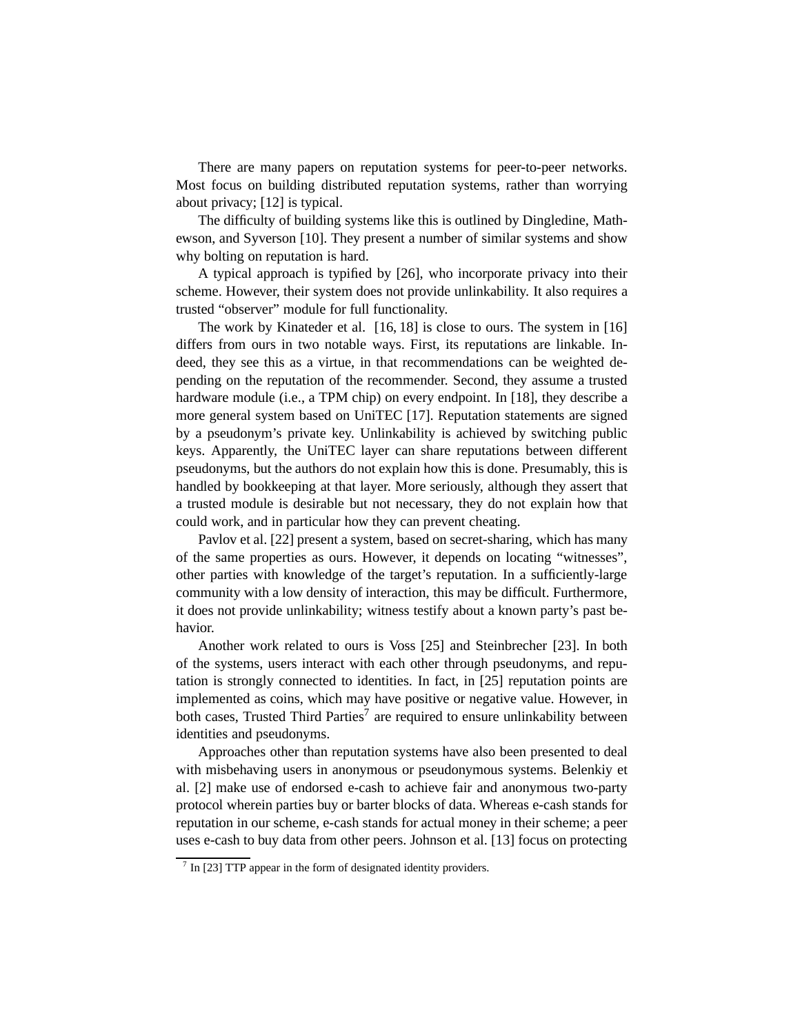There are many papers on reputation systems for peer-to-peer networks. Most focus on building distributed reputation systems, rather than worrying about privacy; [12] is typical.

The difficulty of building systems like this is outlined by Dingledine, Mathewson, and Syverson [10]. They present a number of similar systems and show why bolting on reputation is hard.

A typical approach is typified by [26], who incorporate privacy into their scheme. However, their system does not provide unlinkability. It also requires a trusted "observer" module for full functionality.

The work by Kinateder et al. [16, 18] is close to ours. The system in [16] differs from ours in two notable ways. First, its reputations are linkable. Indeed, they see this as a virtue, in that recommendations can be weighted depending on the reputation of the recommender. Second, they assume a trusted hardware module (i.e., a TPM chip) on every endpoint. In [18], they describe a more general system based on UniTEC [17]. Reputation statements are signed by a pseudonym's private key. Unlinkability is achieved by switching public keys. Apparently, the UniTEC layer can share reputations between different pseudonyms, but the authors do not explain how this is done. Presumably, this is handled by bookkeeping at that layer. More seriously, although they assert that a trusted module is desirable but not necessary, they do not explain how that could work, and in particular how they can prevent cheating.

Pavlov et al. [22] present a system, based on secret-sharing, which has many of the same properties as ours. However, it depends on locating "witnesses", other parties with knowledge of the target's reputation. In a sufficiently-large community with a low density of interaction, this may be difficult. Furthermore, it does not provide unlinkability; witness testify about a known party's past behavior.

Another work related to ours is Voss [25] and Steinbrecher [23]. In both of the systems, users interact with each other through pseudonyms, and reputation is strongly connected to identities. In fact, in [25] reputation points are implemented as coins, which may have positive or negative value. However, in both cases, Trusted Third Parties[7] are required to ensure unlinkability between identities and pseudonyms.

Approaches other than reputation systems have also been presented to deal with misbehaving users in anonymous or pseudonymous systems. Belenkiy et al. [2] make use of endorsed e-cash to achieve fair and anonymous two-party protocol wherein parties buy or barter blocks of data. Whereas e-cash stands for reputation in our scheme, e-cash stands for actual money in their scheme; a peer uses e-cash to buy data from other peers. Johnson et al. [13] focus on protecting

[7] In [23] TTP appear in the form of designated identity providers.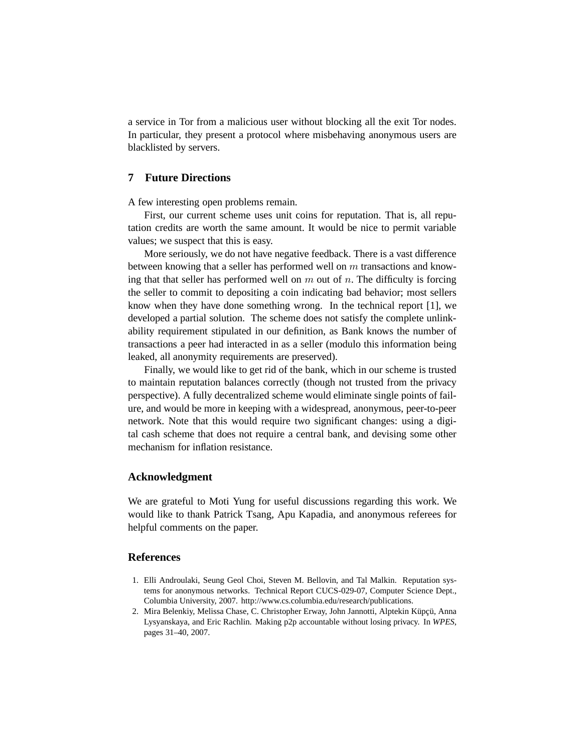a service in Tor from a malicious user without blocking all the exit Tor nodes. In particular, they present a protocol where misbehaving anonymous users are blacklisted by servers.

## 7 Future Directions

A few interesting open problems remain.

First, our current scheme uses unit coins for reputation. That is, all reputation credits are worth the same amount. It would be nice to permit variable values; we suspect that this is easy.

More seriously, we do not have negative feedback. There is a vast difference between knowing that a seller has performed well on $m$ transactions and knowing that that seller has performed well on $m$ out of $n$. The difficulty is forcing the seller to commit to depositing a coin indicating bad behavior; most sellers know when they have done something wrong. In the technical report [1], we developed a partial solution. The scheme does not satisfy the complete unlinkability requirement stipulated in our definition, as Bank knows the number of transactions a peer had interacted in as a seller (modulo this information being leaked, all anonymity requirements are preserved).

Finally, we would like to get rid of the bank, which in our scheme is trusted to maintain reputation balances correctly (though not trusted from the privacy perspective). A fully decentralized scheme would eliminate single points of failure, and would be more in keeping with a widespread, anonymous, peer-to-peer network. Note that this would require two significant changes: using a digital cash scheme that does not require a central bank, and devising some other mechanism for inflation resistance.

## Acknowledgment

We are grateful to Moti Yung for useful discussions regarding this work. We would like to thank Patrick Tsang, Apu Kapadia, and anonymous referees for helpful comments on the paper.

## References

1. Elli Androulaki, Seung Geol Choi, Steven M. Bellovin, and Tal Malkin. Reputation systems for anonymous networks. Technical Report CUCS-029-07, Computer Science Dept., Columbia University, 2007. http://www.cs.columbia.edu/research/publications.
2. Mira Belenkiy, Melissa Chase, C. Christopher Erway, John Jannotti, Alptekin Küpçü, Anna Lysyanskaya, and Eric Rachlin. Making p2p accountable without losing privacy. In *WPES*, pages 31–40, 2007.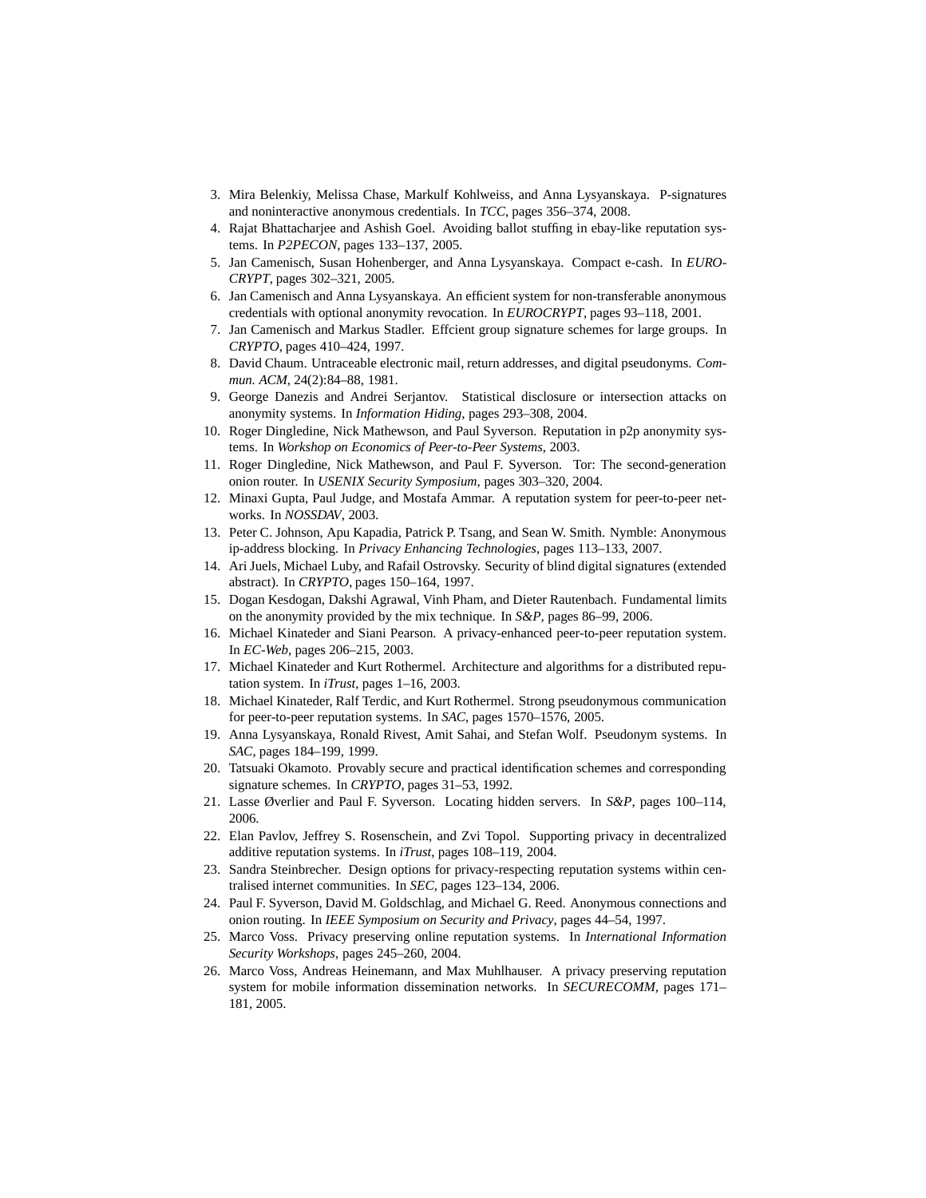3. Mira Belenkiy, Melissa Chase, Markulf Kohlweiss, and Anna Lysyanskaya. P-signatures and noninteractive anonymous credentials. In *TCC*, pages 356–374, 2008.
4. Rajat Bhattacharjee and Ashish Goel. Avoiding ballot stuffing in ebay-like reputation systems. In *P2PECON*, pages 133–137, 2005.
5. Jan Camenisch, Susan Hohenberger, and Anna Lysyanskaya. Compact e-cash. In *EUROCRYPT*, pages 302–321, 2005.
6. Jan Camenisch and Anna Lysyanskaya. An efficient system for non-transferable anonymous credentials with optional anonymity revocation. In *EUROCRYPT*, pages 93–118, 2001.
7. Jan Camenisch and Markus Stadler. Effcient group signature schemes for large groups. In *CRYPTO*, pages 410–424, 1997.
8. David Chaum. Untraceable electronic mail, return addresses, and digital pseudonyms. *Commun. ACM*, 24(2):84–88, 1981.
9. George Danezis and Andrei Serjantov. Statistical disclosure or intersection attacks on anonymity systems. In *Information Hiding*, pages 293–308, 2004.
10. Roger Dingledine, Nick Mathewson, and Paul Syverson. Reputation in p2p anonymity systems. In *Workshop on Economics of Peer-to-Peer Systems*, 2003.
11. Roger Dingledine, Nick Mathewson, and Paul F. Syverson. Tor: The second-generation onion router. In *USENIX Security Symposium*, pages 303–320, 2004.
12. Minaxi Gupta, Paul Judge, and Mostafa Ammar. A reputation system for peer-to-peer networks. In *NOSSDAV*, 2003.
13. Peter C. Johnson, Apu Kapadia, Patrick P. Tsang, and Sean W. Smith. Nymble: Anonymous ip-address blocking. In *Privacy Enhancing Technologies*, pages 113–133, 2007.
14. Ari Juels, Michael Luby, and Rafail Ostrovsky. Security of blind digital signatures (extended abstract). In *CRYPTO*, pages 150–164, 1997.
15. Dogan Kesdogan, Dakshi Agrawal, Vinh Pham, and Dieter Rautenbach. Fundamental limits on the anonymity provided by the mix technique. In *S&P*, pages 86–99, 2006.
16. Michael Kinateder and Siani Pearson. A privacy-enhanced peer-to-peer reputation system. In *EC-Web*, pages 206–215, 2003.
17. Michael Kinateder and Kurt Rothermel. Architecture and algorithms for a distributed reputation system. In *iTrust*, pages 1–16, 2003.
18. Michael Kinateder, Ralf Terdic, and Kurt Rothermel. Strong pseudonymous communication for peer-to-peer reputation systems. In *SAC*, pages 1570–1576, 2005.
19. Anna Lysyanskaya, Ronald Rivest, Amit Sahai, and Stefan Wolf. Pseudonym systems. In *SAC*, pages 184–199, 1999.
20. Tatsuaki Okamoto. Provably secure and practical identification schemes and corresponding signature schemes. In *CRYPTO*, pages 31–53, 1992.
21. Lasse Øverlier and Paul F. Syverson. Locating hidden servers. In *S&P*, pages 100–114, 2006.
22. Elan Pavlov, Jeffrey S. Rosenschein, and Zvi Topol. Supporting privacy in decentralized additive reputation systems. In *iTrust*, pages 108–119, 2004.
23. Sandra Steinbrecher. Design options for privacy-respecting reputation systems within centralised internet communities. In *SEC*, pages 123–134, 2006.
24. Paul F. Syverson, David M. Goldschlag, and Michael G. Reed. Anonymous connections and onion routing. In *IEEE Symposium on Security and Privacy*, pages 44–54, 1997.
25. Marco Voss. Privacy preserving online reputation systems. In *International Information Security Workshops*, pages 245–260, 2004.
26. Marco Voss, Andreas Heinemann, and Max Muhlhauser. A privacy preserving reputation system for mobile information dissemination networks. In *SECURECOMM*, pages 171–181, 2005.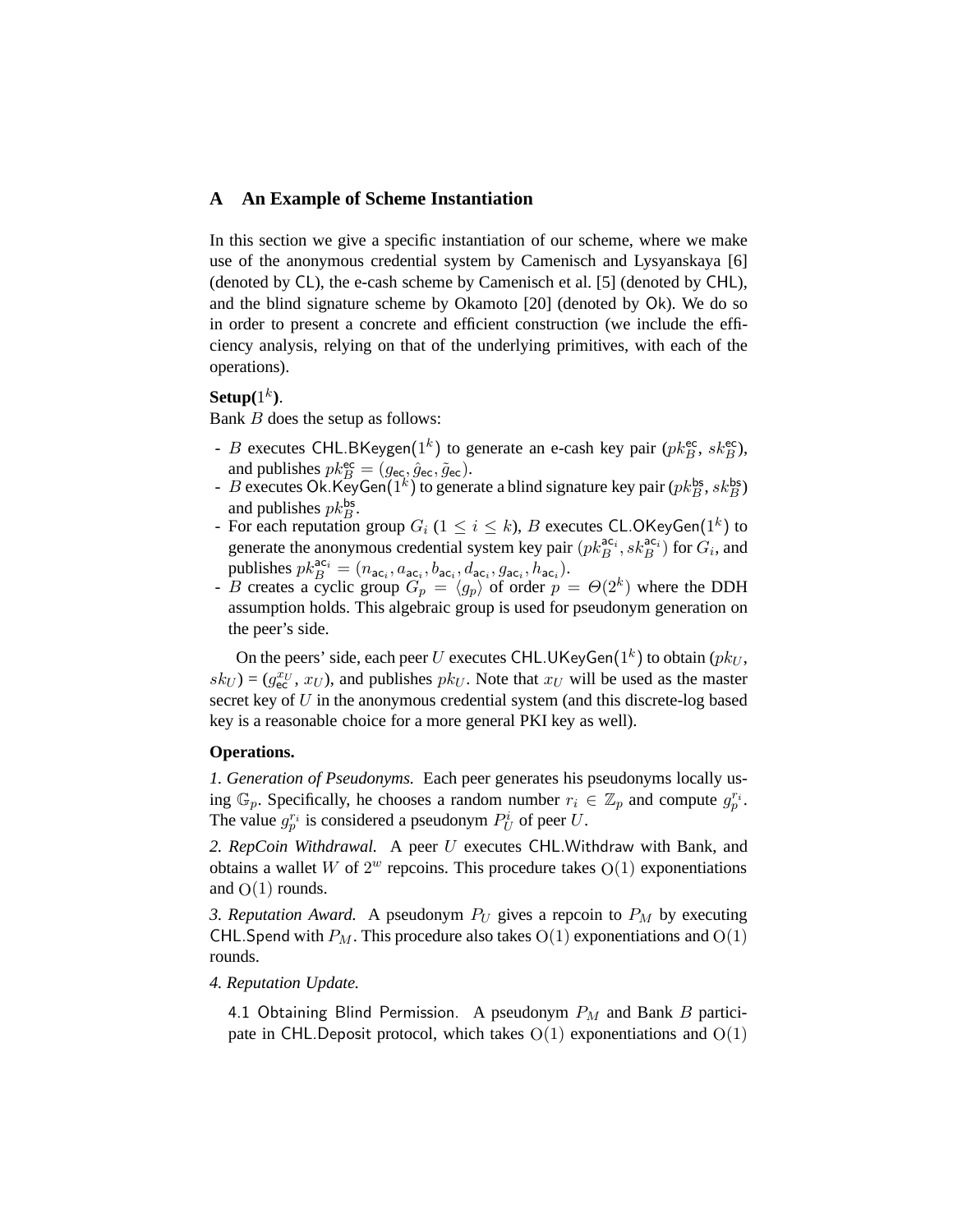## A An Example of Scheme Instantiation

In this section we give a specific instantiation of our scheme, where we make use of the anonymous credential system by Camenisch and Lysyanskaya [6] (denoted by CL), the e-cash scheme by Camenisch et al. [5] (denoted by CHL), and the blind signature scheme by Okamoto [20] (denoted by Ok). We do so in order to present a concrete and efficient construction (we include the efficiency analysis, relying on that of the underlying primitives, with each of the operations).

**Setup($1^k$).**
Bank $B$ does the setup as follows:

- $B$ executes CHL.BKeygen($1^k$) to generate an e-cash key pair ($pk_B^{\mathsf{ec}}$, $sk_B^{\mathsf{ec}}$), and publishes $pk_B^{\mathsf{ec}} = (g_{\mathsf{ec}}, \hat{g}_{\mathsf{ec}}, \tilde{g}_{\mathsf{ec}})$.
- $B$ executes Ok.KeyGen($1^k$) to generate a blind signature key pair ($pk_B^{\mathsf{bs}}$, $sk_B^{\mathsf{bs}}$) and publishes $pk_B^{\mathsf{bs}}$.
- For each reputation group $G_i$ ($1 \leq i \leq k$), $B$ executes CL.OKeyGen($1^k$) to generate the anonymous credential system key pair $(pk_B^{\mathsf{ac}_i}, sk_B^{\mathsf{ac}_i})$ for $G_i$, and publishes $pk_B^{\mathsf{ac}_i} = (n_{\mathsf{ac}_i}, a_{\mathsf{ac}_i}, b_{\mathsf{ac}_i}, d_{\mathsf{ac}_i}, g_{\mathsf{ac}_i}, h_{\mathsf{ac}_i})$.
- $B$ creates a cyclic group $G_p = \langle g_p \rangle$ of order $p = \Theta(2^k)$ where the DDH assumption holds. This algebraic group is used for pseudonym generation on the peer's side.

On the peers' side, each peer $U$ executes CHL.UKeyGen($1^k$) to obtain ($pk_U$, $sk_U$) = ($g_{\mathsf{ec}}^{x_U}$, $x_U$), and publishes $pk_U$. Note that $x_U$ will be used as the master secret key of $U$ in the anonymous credential system (and this discrete-log based key is a reasonable choice for a more general PKI key as well).

**Operations.**

*1. Generation of Pseudonyms.* Each peer generates his pseudonyms locally using $\mathbb{G}_p$. Specifically, he chooses a random number $r_i \in \mathbb{Z}_p$ and compute $g_p^{r_i}$. The value $g_p^{r_i}$ is considered a pseudonym $P_U^i$ of peer $U$.

*2. RepCoin Withdrawal.* A peer $U$ executes CHL.Withdraw with Bank, and obtains a wallet $W$ of $2^w$ repcoins. This procedure takes $\mathrm{O}(1)$ exponentiations and $\mathrm{O}(1)$ rounds.

*3. Reputation Award.* A pseudonym $P_U$ gives a repcoin to $P_M$ by executing CHL.Spend with $P_M$. This procedure also takes $\mathrm{O}(1)$ exponentiations and $\mathrm{O}(1)$ rounds.

*4. Reputation Update.*

4.1 Obtaining Blind Permission. A pseudonym $P_M$ and Bank $B$ participate in CHL.Deposit protocol, which takes $\mathrm{O}(1)$ exponentiations and $\mathrm{O}(1)$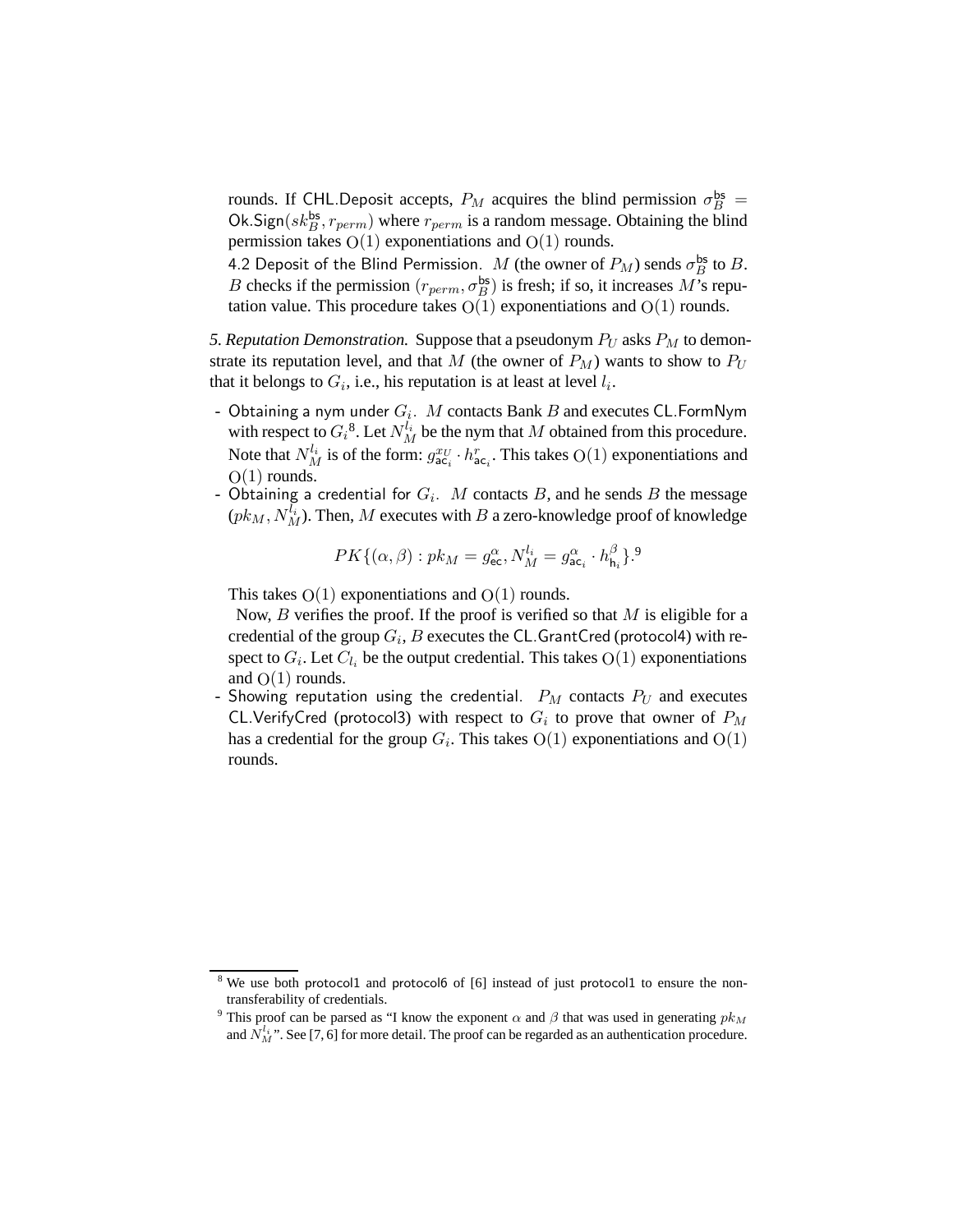rounds. If $\mathsf{CHL.Deposit}$ accepts, $P_M$ acquires the blind permission $\sigma_B^{\mathsf{bs}} = \mathsf{Ok.Sign}(sk_B^{\mathsf{bs}}, r_{perm})$ where $r_{perm}$ is a random message. Obtaining the blind permission takes $O(1)$ exponentiations and $O(1)$ rounds.

4.2 Deposit of the Blind Permission. $M$ (the owner of $P_M$) sends $\sigma_B^{\mathsf{bs}}$ to $B$. $B$ checks if the permission $(r_{perm}, \sigma_B^{\mathsf{bs}})$ is fresh; if so, it increases $M$'s reputation value. This procedure takes $O(1)$ exponentiations and $O(1)$ rounds.

*5. Reputation Demonstration.* Suppose that a pseudonym $P_U$ asks $P_M$ to demonstrate its reputation level, and that $M$ (the owner of $P_M$) wants to show to $P_U$ that it belongs to $G_i$, i.e., his reputation is at least at level $l_i$.

- Obtaining a nym under $G_i$. $M$ contacts Bank $B$ and executes $\mathsf{CL.FormNym}$ with respect to $G_i$[8]. Let $N_M^{l_i}$ be the nym that $M$ obtained from this procedure. Note that $N_M^{l_i}$ is of the form: $g_{\mathsf{ac}_i}^{x_U} \cdot h_{\mathsf{ac}_i}^{r}$. This takes $O(1)$ exponentiations and $O(1)$ rounds.
- Obtaining a credential for $G_i$. $M$ contacts $B$, and he sends $B$ the message $(pk_M, N_M^{l_i})$. Then, $M$ executes with $B$ a zero-knowledge proof of knowledge

$$PK\{(\alpha, \beta) : pk_M = g_{\mathsf{ec}}^{\alpha}, N_M^{l_i} = g_{\mathsf{ac}_i}^{\alpha} \cdot h_{\mathsf{h}_i}^{\beta}\}.^{9}$$

  This takes $O(1)$ exponentiations and $O(1)$ rounds.

  Now, $B$ verifies the proof. If the proof is verified so that $M$ is eligible for a credential of the group $G_i$, $B$ executes the $\mathsf{CL.GrantCred}$ (protocol4) with respect to $G_i$. Let $C_{l_i}$ be the output credential. This takes $O(1)$ exponentiations and $O(1)$ rounds.
- Showing reputation using the credential. $P_M$ contacts $P_U$ and executes $\mathsf{CL.VerifyCred}$ (protocol3) with respect to $G_i$ to prove that owner of $P_M$ has a credential for the group $G_i$. This takes $O(1)$ exponentiations and $O(1)$ rounds.

---

[8] We use both protocol1 and protocol6 of [6] instead of just protocol1 to ensure the non-transferability of credentials.

[9] This proof can be parsed as "I know the exponent $\alpha$ and $\beta$ that was used in generating $pk_M$ and $N_M^{l_i}$". See [7, 6] for more detail. The proof can be regarded as an authentication procedure.